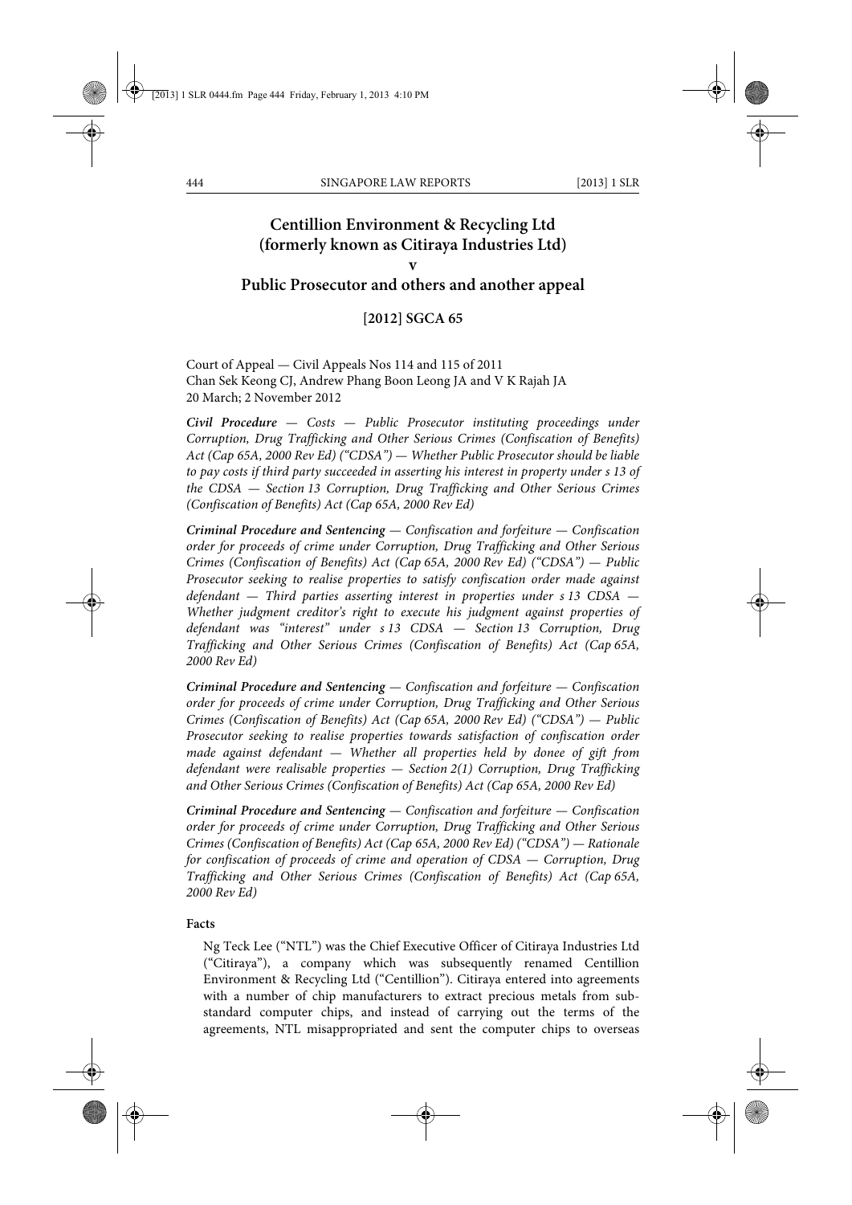# Centillion Environment & Recycling Ltd (formerly known as Citiraya Industries Ltd)

**v**

# Public Prosecutor and others and another appeal

**[2012] SGCA 65**

Court of Appeal — Civil Appeals Nos 114 and 115 of 2011
Chan Sek Keong CJ, Andrew Phang Boon Leong JA and V K Rajah JA
20 March; 2 November 2012

***Civil Procedure** — Costs — Public Prosecutor instituting proceedings under Corruption, Drug Trafficking and Other Serious Crimes (Confiscation of Benefits) Act (Cap 65A, 2000 Rev Ed) ("CDSA") — Whether Public Prosecutor should be liable to pay costs if third party succeeded in asserting his interest in property under s 13 of the CDSA — Section 13 Corruption, Drug Trafficking and Other Serious Crimes (Confiscation of Benefits) Act (Cap 65A, 2000 Rev Ed)*

***Criminal Procedure and Sentencing** — Confiscation and forfeiture — Confiscation order for proceeds of crime under Corruption, Drug Trafficking and Other Serious Crimes (Confiscation of Benefits) Act (Cap 65A, 2000 Rev Ed) ("CDSA") — Public Prosecutor seeking to realise properties to satisfy confiscation order made against defendant — Third parties asserting interest in properties under s 13 CDSA — Whether judgment creditor's right to execute his judgment against properties of defendant was "interest" under s 13 CDSA — Section 13 Corruption, Drug Trafficking and Other Serious Crimes (Confiscation of Benefits) Act (Cap 65A, 2000 Rev Ed)*

***Criminal Procedure and Sentencing** — Confiscation and forfeiture — Confiscation order for proceeds of crime under Corruption, Drug Trafficking and Other Serious Crimes (Confiscation of Benefits) Act (Cap 65A, 2000 Rev Ed) ("CDSA") — Public Prosecutor seeking to realise properties towards satisfaction of confiscation order made against defendant — Whether all properties held by donee of gift from defendant were realisable properties — Section 2(1) Corruption, Drug Trafficking and Other Serious Crimes (Confiscation of Benefits) Act (Cap 65A, 2000 Rev Ed)*

***Criminal Procedure and Sentencing** — Confiscation and forfeiture — Confiscation order for proceeds of crime under Corruption, Drug Trafficking and Other Serious Crimes (Confiscation of Benefits) Act (Cap 65A, 2000 Rev Ed) ("CDSA") — Rationale for confiscation of proceeds of crime and operation of CDSA — Corruption, Drug Trafficking and Other Serious Crimes (Confiscation of Benefits) Act (Cap 65A, 2000 Rev Ed)*

**Facts**

Ng Teck Lee ("NTL") was the Chief Executive Officer of Citiraya Industries Ltd ("Citiraya"), a company which was subsequently renamed Centillion Environment & Recycling Ltd ("Centillion"). Citiraya entered into agreements with a number of chip manufacturers to extract precious metals from sub-standard computer chips, and instead of carrying out the terms of the agreements, NTL misappropriated and sent the computer chips to overseas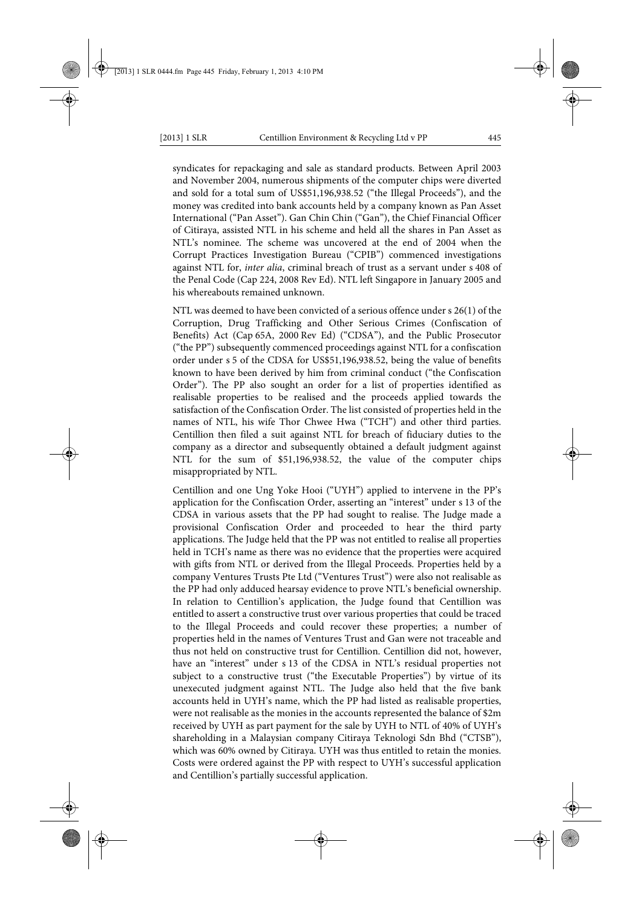syndicates for repackaging and sale as standard products. Between April 2003 and November 2004, numerous shipments of the computer chips were diverted and sold for a total sum of US$51,196,938.52 ("the Illegal Proceeds"), and the money was credited into bank accounts held by a company known as Pan Asset International ("Pan Asset"). Gan Chin Chin ("Gan"), the Chief Financial Officer of Citiraya, assisted NTL in his scheme and held all the shares in Pan Asset as NTL's nominee. The scheme was uncovered at the end of 2004 when the Corrupt Practices Investigation Bureau ("CPIB") commenced investigations against NTL for, *inter alia*, criminal breach of trust as a servant under s 408 of the Penal Code (Cap 224, 2008 Rev Ed). NTL left Singapore in January 2005 and his whereabouts remained unknown.

NTL was deemed to have been convicted of a serious offence under s 26(1) of the Corruption, Drug Trafficking and Other Serious Crimes (Confiscation of Benefits) Act (Cap 65A, 2000 Rev Ed) ("CDSA"), and the Public Prosecutor ("the PP") subsequently commenced proceedings against NTL for a confiscation order under s 5 of the CDSA for US$51,196,938.52, being the value of benefits known to have been derived by him from criminal conduct ("the Confiscation Order"). The PP also sought an order for a list of properties identified as realisable properties to be realised and the proceeds applied towards the satisfaction of the Confiscation Order. The list consisted of properties held in the names of NTL, his wife Thor Chwee Hwa ("TCH") and other third parties. Centillion then filed a suit against NTL for breach of fiduciary duties to the company as a director and subsequently obtained a default judgment against NTL for the sum of $51,196,938.52, the value of the computer chips misappropriated by NTL.

Centillion and one Ung Yoke Hooi ("UYH") applied to intervene in the PP's application for the Confiscation Order, asserting an "interest" under s 13 of the CDSA in various assets that the PP had sought to realise. The Judge made a provisional Confiscation Order and proceeded to hear the third party applications. The Judge held that the PP was not entitled to realise all properties held in TCH's name as there was no evidence that the properties were acquired with gifts from NTL or derived from the Illegal Proceeds. Properties held by a company Ventures Trusts Pte Ltd ("Ventures Trust") were also not realisable as the PP had only adduced hearsay evidence to prove NTL's beneficial ownership. In relation to Centillion's application, the Judge found that Centillion was entitled to assert a constructive trust over various properties that could be traced to the Illegal Proceeds and could recover these properties; a number of properties held in the names of Ventures Trust and Gan were not traceable and thus not held on constructive trust for Centillion. Centillion did not, however, have an "interest" under s 13 of the CDSA in NTL's residual properties not subject to a constructive trust ("the Executable Properties") by virtue of its unexecuted judgment against NTL. The Judge also held that the five bank accounts held in UYH's name, which the PP had listed as realisable properties, were not realisable as the monies in the accounts represented the balance of $2m received by UYH as part payment for the sale by UYH to NTL of 40% of UYH's shareholding in a Malaysian company Citiraya Teknologi Sdn Bhd ("CTSB"), which was 60% owned by Citiraya. UYH was thus entitled to retain the monies. Costs were ordered against the PP with respect to UYH's successful application and Centillion's partially successful application.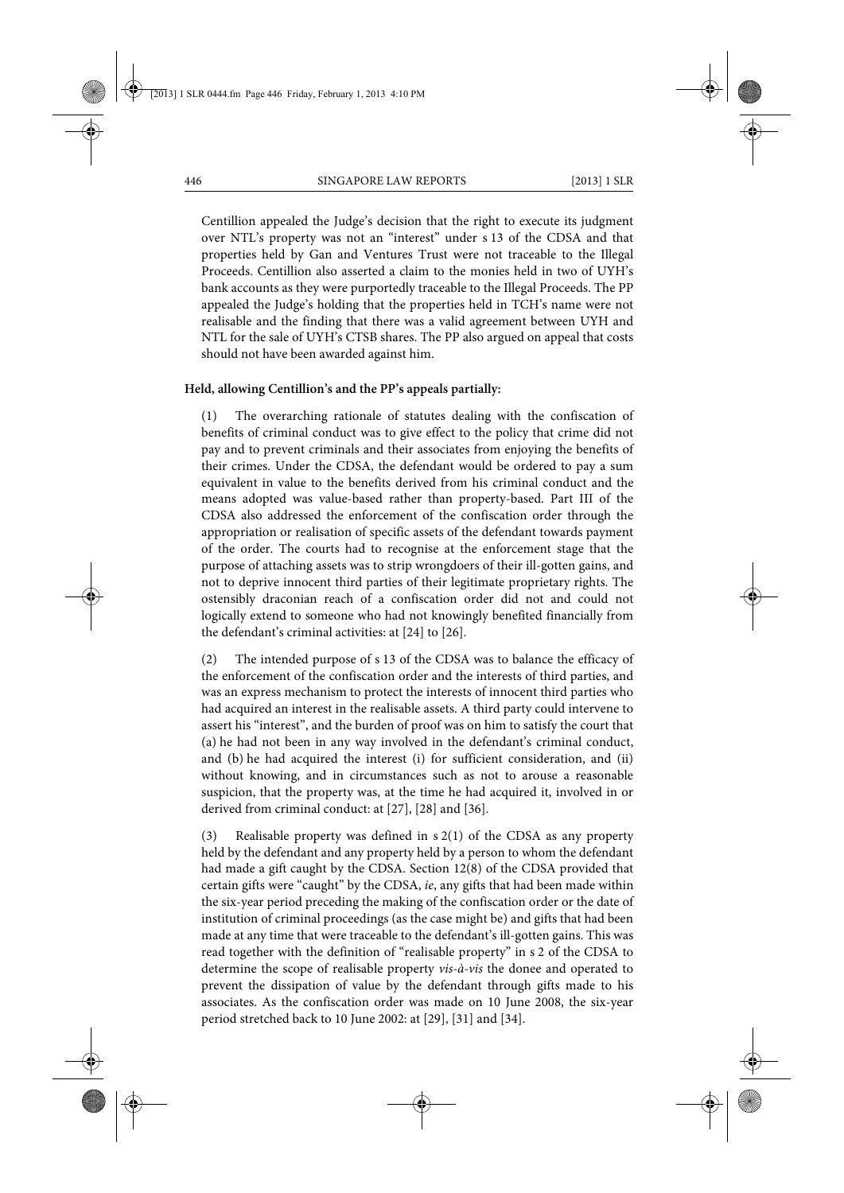Centillion appealed the Judge's decision that the right to execute its judgment over NTL's property was not an "interest" under s 13 of the CDSA and that properties held by Gan and Ventures Trust were not traceable to the Illegal Proceeds. Centillion also asserted a claim to the monies held in two of UYH's bank accounts as they were purportedly traceable to the Illegal Proceeds. The PP appealed the Judge's holding that the properties held in TCH's name were not realisable and the finding that there was a valid agreement between UYH and NTL for the sale of UYH's CTSB shares. The PP also argued on appeal that costs should not have been awarded against him.

**Held, allowing Centillion's and the PP's appeals partially:**

(1) The overarching rationale of statutes dealing with the confiscation of benefits of criminal conduct was to give effect to the policy that crime did not pay and to prevent criminals and their associates from enjoying the benefits of their crimes. Under the CDSA, the defendant would be ordered to pay a sum equivalent in value to the benefits derived from his criminal conduct and the means adopted was value-based rather than property-based. Part III of the CDSA also addressed the enforcement of the confiscation order through the appropriation or realisation of specific assets of the defendant towards payment of the order. The courts had to recognise at the enforcement stage that the purpose of attaching assets was to strip wrongdoers of their ill-gotten gains, and not to deprive innocent third parties of their legitimate proprietary rights. The ostensibly draconian reach of a confiscation order did not and could not logically extend to someone who had not knowingly benefited financially from the defendant's criminal activities: at [24] to [26].

(2) The intended purpose of s 13 of the CDSA was to balance the efficacy of the enforcement of the confiscation order and the interests of third parties, and was an express mechanism to protect the interests of innocent third parties who had acquired an interest in the realisable assets. A third party could intervene to assert his "interest", and the burden of proof was on him to satisfy the court that (a) he had not been in any way involved in the defendant's criminal conduct, and (b) he had acquired the interest (i) for sufficient consideration, and (ii) without knowing, and in circumstances such as not to arouse a reasonable suspicion, that the property was, at the time he had acquired it, involved in or derived from criminal conduct: at [27], [28] and [36].

(3) Realisable property was defined in s 2(1) of the CDSA as any property held by the defendant and any property held by a person to whom the defendant had made a gift caught by the CDSA. Section 12(8) of the CDSA provided that certain gifts were "caught" by the CDSA, *ie*, any gifts that had been made within the six-year period preceding the making of the confiscation order or the date of institution of criminal proceedings (as the case might be) and gifts that had been made at any time that were traceable to the defendant's ill-gotten gains. This was read together with the definition of "realisable property" in s 2 of the CDSA to determine the scope of realisable property *vis-à-vis* the donee and operated to prevent the dissipation of value by the defendant through gifts made to his associates. As the confiscation order was made on 10 June 2008, the six-year period stretched back to 10 June 2002: at [29], [31] and [34].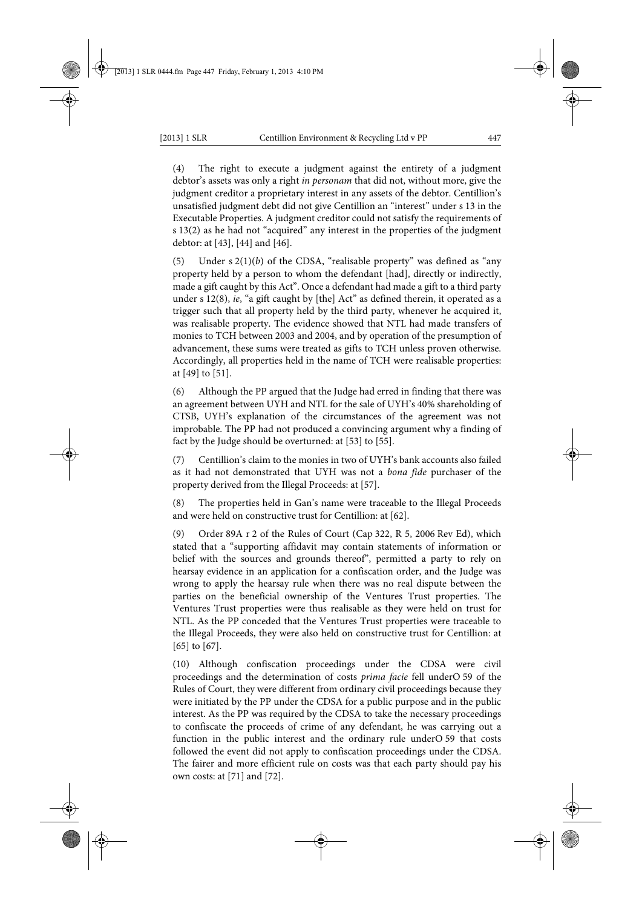(4) The right to execute a judgment against the entirety of a judgment debtor's assets was only a right *in personam* that did not, without more, give the judgment creditor a proprietary interest in any assets of the debtor. Centillion's unsatisfied judgment debt did not give Centillion an "interest" under s 13 in the Executable Properties. A judgment creditor could not satisfy the requirements of s 13(2) as he had not "acquired" any interest in the properties of the judgment debtor: at [43], [44] and [46].

(5) Under s 2(1)(*b*) of the CDSA, "realisable property" was defined as "any property held by a person to whom the defendant [had], directly or indirectly, made a gift caught by this Act". Once a defendant had made a gift to a third party under s 12(8), *ie*, "a gift caught by [the] Act" as defined therein, it operated as a trigger such that all property held by the third party, whenever he acquired it, was realisable property. The evidence showed that NTL had made transfers of monies to TCH between 2003 and 2004, and by operation of the presumption of advancement, these sums were treated as gifts to TCH unless proven otherwise. Accordingly, all properties held in the name of TCH were realisable properties: at [49] to [51].

(6) Although the PP argued that the Judge had erred in finding that there was an agreement between UYH and NTL for the sale of UYH's 40% shareholding of CTSB, UYH's explanation of the circumstances of the agreement was not improbable. The PP had not produced a convincing argument why a finding of fact by the Judge should be overturned: at [53] to [55].

(7) Centillion's claim to the monies in two of UYH's bank accounts also failed as it had not demonstrated that UYH was not a *bona fide* purchaser of the property derived from the Illegal Proceeds: at [57].

(8) The properties held in Gan's name were traceable to the Illegal Proceeds and were held on constructive trust for Centillion: at [62].

(9) Order 89A r 2 of the Rules of Court (Cap 322, R 5, 2006 Rev Ed), which stated that a "supporting affidavit may contain statements of information or belief with the sources and grounds thereof", permitted a party to rely on hearsay evidence in an application for a confiscation order, and the Judge was wrong to apply the hearsay rule when there was no real dispute between the parties on the beneficial ownership of the Ventures Trust properties. The Ventures Trust properties were thus realisable as they were held on trust for NTL. As the PP conceded that the Ventures Trust properties were traceable to the Illegal Proceeds, they were also held on constructive trust for Centillion: at [65] to [67].

(10) Although confiscation proceedings under the CDSA were civil proceedings and the determination of costs *prima facie* fell underO 59 of the Rules of Court, they were different from ordinary civil proceedings because they were initiated by the PP under the CDSA for a public purpose and in the public interest. As the PP was required by the CDSA to take the necessary proceedings to confiscate the proceeds of crime of any defendant, he was carrying out a function in the public interest and the ordinary rule underO 59 that costs followed the event did not apply to confiscation proceedings under the CDSA. The fairer and more efficient rule on costs was that each party should pay his own costs: at [71] and [72].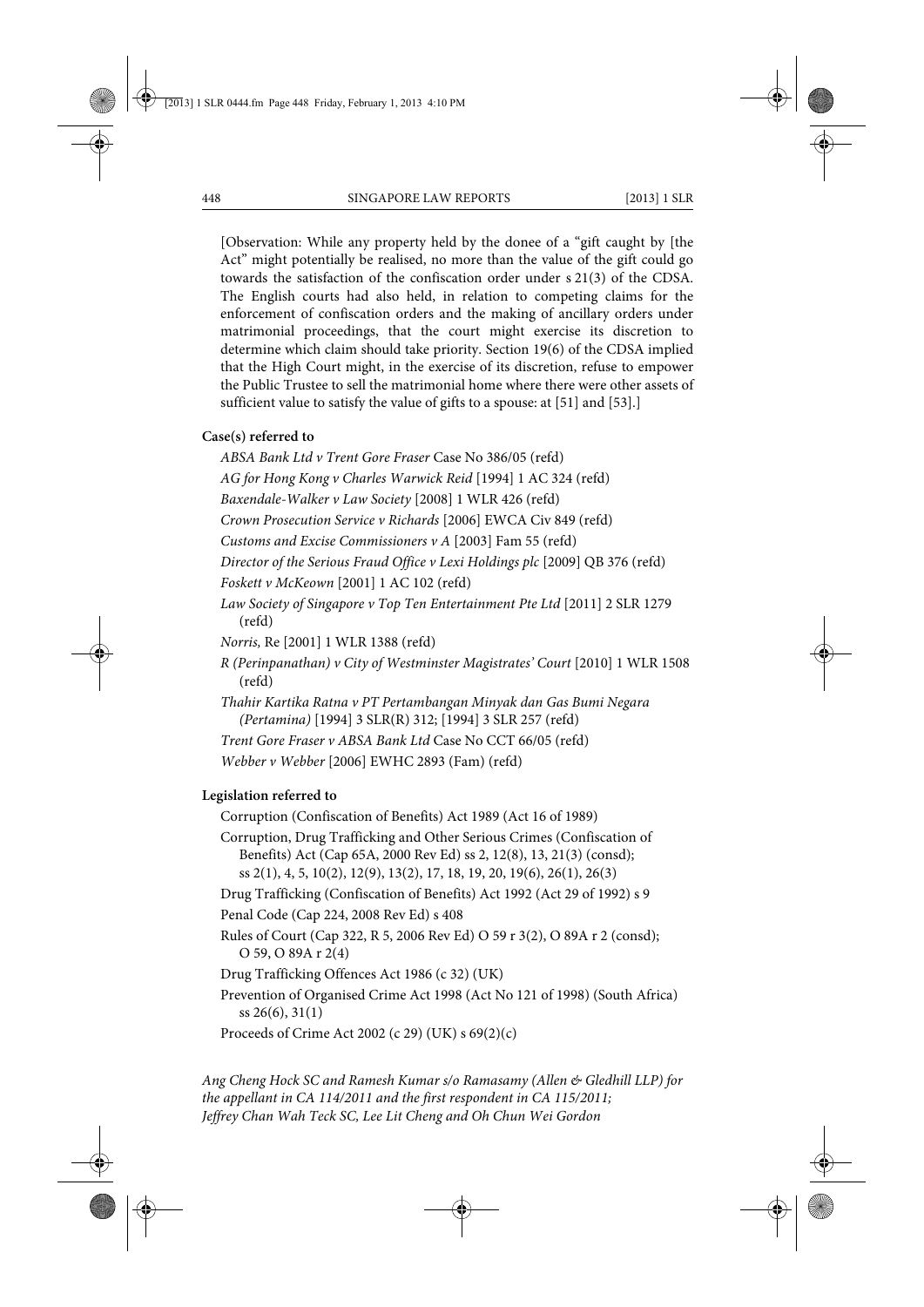[Observation: While any property held by the donee of a "gift caught by [the Act" might potentially be realised, no more than the value of the gift could go towards the satisfaction of the confiscation order under s 21(3) of the CDSA. The English courts had also held, in relation to competing claims for the enforcement of confiscation orders and the making of ancillary orders under matrimonial proceedings, that the court might exercise its discretion to determine which claim should take priority. Section 19(6) of the CDSA implied that the High Court might, in the exercise of its discretion, refuse to empower the Public Trustee to sell the matrimonial home where there were other assets of sufficient value to satisfy the value of gifts to a spouse: at [51] and [53].]

**Case(s) referred to**

*ABSA Bank Ltd v Trent Gore Fraser* Case No 386/05 (refd)

*AG for Hong Kong v Charles Warwick Reid* [1994] 1 AC 324 (refd)

*Baxendale-Walker v Law Society* [2008] 1 WLR 426 (refd)

*Crown Prosecution Service v Richards* [2006] EWCA Civ 849 (refd)

*Customs and Excise Commissioners v A* [2003] Fam 55 (refd)

*Director of the Serious Fraud Office v Lexi Holdings plc* [2009] QB 376 (refd)

*Foskett v McKeown* [2001] 1 AC 102 (refd)

*Law Society of Singapore v Top Ten Entertainment Pte Ltd* [2011] 2 SLR 1279 (refd)

*Norris,* Re [2001] 1 WLR 1388 (refd)

*R (Perinpanathan) v City of Westminster Magistrates' Court* [2010] 1 WLR 1508 (refd)

*Thahir Kartika Ratna v PT Pertambangan Minyak dan Gas Bumi Negara (Pertamina)* [1994] 3 SLR(R) 312; [1994] 3 SLR 257 (refd)

*Trent Gore Fraser v ABSA Bank Ltd* Case No CCT 66/05 (refd)

*Webber v Webber* [2006] EWHC 2893 (Fam) (refd)

**Legislation referred to**

Corruption (Confiscation of Benefits) Act 1989 (Act 16 of 1989)

Corruption, Drug Trafficking and Other Serious Crimes (Confiscation of Benefits) Act (Cap 65A, 2000 Rev Ed) ss 2, 12(8), 13, 21(3) (consd); ss 2(1), 4, 5, 10(2), 12(9), 13(2), 17, 18, 19, 20, 19(6), 26(1), 26(3)

Drug Trafficking (Confiscation of Benefits) Act 1992 (Act 29 of 1992) s 9

Penal Code (Cap 224, 2008 Rev Ed) s 408

Rules of Court (Cap 322, R 5, 2006 Rev Ed) O 59 r 3(2), O 89A r 2 (consd); O 59, O 89A r 2(4)

Drug Trafficking Offences Act 1986 (c 32) (UK)

Prevention of Organised Crime Act 1998 (Act No 121 of 1998) (South Africa) ss 26(6), 31(1)

Proceeds of Crime Act 2002 (c 29) (UK) s 69(2)(c)

*Ang Cheng Hock SC and Ramesh Kumar s/o Ramasamy (Allen & Gledhill LLP) for the appellant in CA 114/2011 and the first respondent in CA 115/2011; Jeffrey Chan Wah Teck SC, Lee Lit Cheng and Oh Chun Wei Gordon*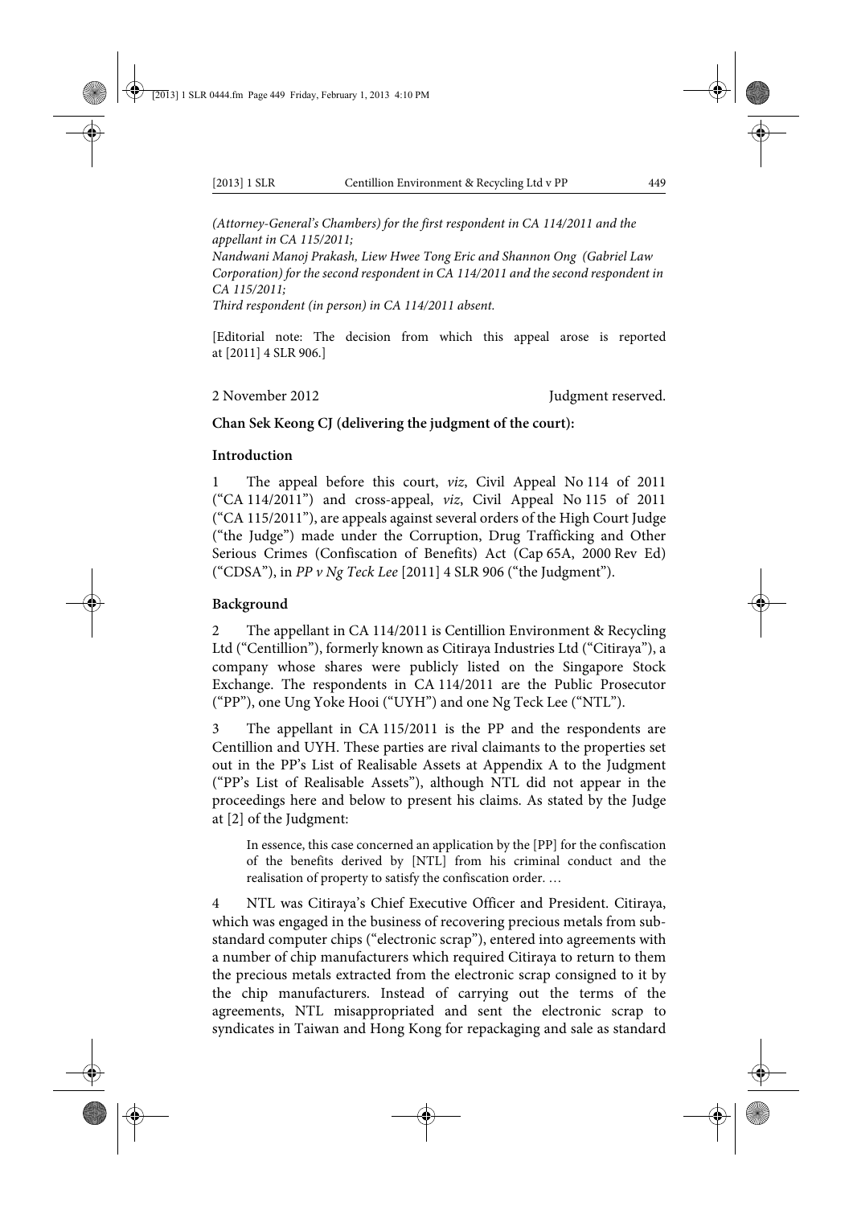*(Attorney-General's Chambers) for the first respondent in CA 114/2011 and the appellant in CA 115/2011;*
*Nandwani Manoj Prakash, Liew Hwee Tong Eric and Shannon Ong (Gabriel Law Corporation) for the second respondent in CA 114/2011 and the second respondent in CA 115/2011;*
*Third respondent (in person) in CA 114/2011 absent.*

[Editorial note: The decision from which this appeal arose is reported at [2011] 4 SLR 906.]

2 November 2012 Judgment reserved.

**Chan Sek Keong CJ (delivering the judgment of the court):**

**Introduction**

1 The appeal before this court, *viz*, Civil Appeal No 114 of 2011 ("CA 114/2011") and cross-appeal, *viz*, Civil Appeal No 115 of 2011 ("CA 115/2011"), are appeals against several orders of the High Court Judge ("the Judge") made under the Corruption, Drug Trafficking and Other Serious Crimes (Confiscation of Benefits) Act (Cap 65A, 2000 Rev Ed) ("CDSA"), in *PP v Ng Teck Lee* [2011] 4 SLR 906 ("the Judgment").

**Background**

2 The appellant in CA 114/2011 is Centillion Environment & Recycling Ltd ("Centillion"), formerly known as Citiraya Industries Ltd ("Citiraya"), a company whose shares were publicly listed on the Singapore Stock Exchange. The respondents in CA 114/2011 are the Public Prosecutor ("PP"), one Ung Yoke Hooi ("UYH") and one Ng Teck Lee ("NTL").

3 The appellant in CA 115/2011 is the PP and the respondents are Centillion and UYH. These parties are rival claimants to the properties set out in the PP's List of Realisable Assets at Appendix A to the Judgment ("PP's List of Realisable Assets"), although NTL did not appear in the proceedings here and below to present his claims. As stated by the Judge at [2] of the Judgment:

> In essence, this case concerned an application by the [PP] for the confiscation of the benefits derived by [NTL] from his criminal conduct and the realisation of property to satisfy the confiscation order. …

4 NTL was Citiraya's Chief Executive Officer and President. Citiraya, which was engaged in the business of recovering precious metals from sub-standard computer chips ("electronic scrap"), entered into agreements with a number of chip manufacturers which required Citiraya to return to them the precious metals extracted from the electronic scrap consigned to it by the chip manufacturers. Instead of carrying out the terms of the agreements, NTL misappropriated and sent the electronic scrap to syndicates in Taiwan and Hong Kong for repackaging and sale as standard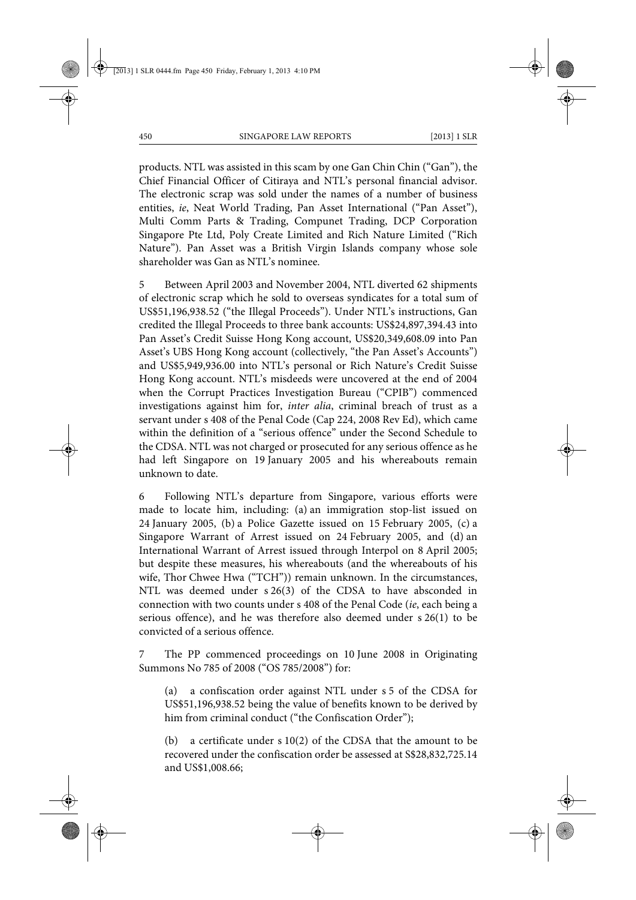products. NTL was assisted in this scam by one Gan Chin Chin ("Gan"), the Chief Financial Officer of Citiraya and NTL's personal financial advisor. The electronic scrap was sold under the names of a number of business entities, *ie*, Neat World Trading, Pan Asset International ("Pan Asset"), Multi Comm Parts & Trading, Compunet Trading, DCP Corporation Singapore Pte Ltd, Poly Create Limited and Rich Nature Limited ("Rich Nature"). Pan Asset was a British Virgin Islands company whose sole shareholder was Gan as NTL's nominee.

5 Between April 2003 and November 2004, NTL diverted 62 shipments of electronic scrap which he sold to overseas syndicates for a total sum of US$51,196,938.52 ("the Illegal Proceeds"). Under NTL's instructions, Gan credited the Illegal Proceeds to three bank accounts: US$24,897,394.43 into Pan Asset's Credit Suisse Hong Kong account, US$20,349,608.09 into Pan Asset's UBS Hong Kong account (collectively, "the Pan Asset's Accounts") and US$5,949,936.00 into NTL's personal or Rich Nature's Credit Suisse Hong Kong account. NTL's misdeeds were uncovered at the end of 2004 when the Corrupt Practices Investigation Bureau ("CPIB") commenced investigations against him for, *inter alia*, criminal breach of trust as a servant under s 408 of the Penal Code (Cap 224, 2008 Rev Ed), which came within the definition of a "serious offence" under the Second Schedule to the CDSA. NTL was not charged or prosecuted for any serious offence as he had left Singapore on 19 January 2005 and his whereabouts remain unknown to date.

6 Following NTL's departure from Singapore, various efforts were made to locate him, including: (a) an immigration stop-list issued on 24 January 2005, (b) a Police Gazette issued on 15 February 2005, (c) a Singapore Warrant of Arrest issued on 24 February 2005, and (d) an International Warrant of Arrest issued through Interpol on 8 April 2005; but despite these measures, his whereabouts (and the whereabouts of his wife, Thor Chwee Hwa ("TCH")) remain unknown. In the circumstances, NTL was deemed under s 26(3) of the CDSA to have absconded in connection with two counts under s 408 of the Penal Code (*ie*, each being a serious offence), and he was therefore also deemed under s 26(1) to be convicted of a serious offence.

7 The PP commenced proceedings on 10 June 2008 in Originating Summons No 785 of 2008 ("OS 785/2008") for:

(a) a confiscation order against NTL under s 5 of the CDSA for US$51,196,938.52 being the value of benefits known to be derived by him from criminal conduct ("the Confiscation Order");

(b) a certificate under s 10(2) of the CDSA that the amount to be recovered under the confiscation order be assessed at S$28,832,725.14 and US$1,008.66;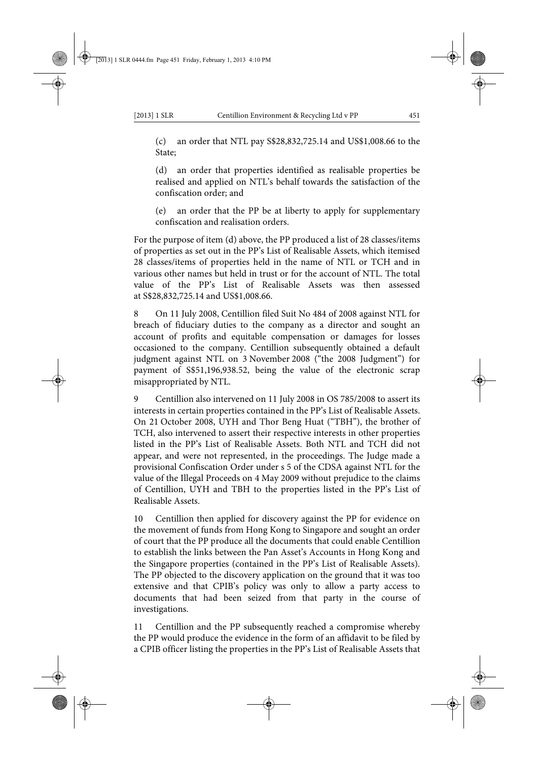(c) an order that NTL pay S$28,832,725.14 and US$1,008.66 to the State;

(d) an order that properties identified as realisable properties be realised and applied on NTL's behalf towards the satisfaction of the confiscation order; and

(e) an order that the PP be at liberty to apply for supplementary confiscation and realisation orders.

For the purpose of item (d) above, the PP produced a list of 28 classes/items of properties as set out in the PP's List of Realisable Assets, which itemised 28 classes/items of properties held in the name of NTL or TCH and in various other names but held in trust or for the account of NTL. The total value of the PP's List of Realisable Assets was then assessed at S$28,832,725.14 and US$1,008.66.

8 On 11 July 2008, Centillion filed Suit No 484 of 2008 against NTL for breach of fiduciary duties to the company as a director and sought an account of profits and equitable compensation or damages for losses occasioned to the company. Centillion subsequently obtained a default judgment against NTL on 3 November 2008 ("the 2008 Judgment") for payment of S$51,196,938.52, being the value of the electronic scrap misappropriated by NTL.

9 Centillion also intervened on 11 July 2008 in OS 785/2008 to assert its interests in certain properties contained in the PP's List of Realisable Assets. On 21 October 2008, UYH and Thor Beng Huat ("TBH"), the brother of TCH, also intervened to assert their respective interests in other properties listed in the PP's List of Realisable Assets. Both NTL and TCH did not appear, and were not represented, in the proceedings. The Judge made a provisional Confiscation Order under s 5 of the CDSA against NTL for the value of the Illegal Proceeds on 4 May 2009 without prejudice to the claims of Centillion, UYH and TBH to the properties listed in the PP's List of Realisable Assets.

10 Centillion then applied for discovery against the PP for evidence on the movement of funds from Hong Kong to Singapore and sought an order of court that the PP produce all the documents that could enable Centillion to establish the links between the Pan Asset's Accounts in Hong Kong and the Singapore properties (contained in the PP's List of Realisable Assets). The PP objected to the discovery application on the ground that it was too extensive and that CPIB's policy was only to allow a party access to documents that had been seized from that party in the course of investigations.

11 Centillion and the PP subsequently reached a compromise whereby the PP would produce the evidence in the form of an affidavit to be filed by a CPIB officer listing the properties in the PP's List of Realisable Assets that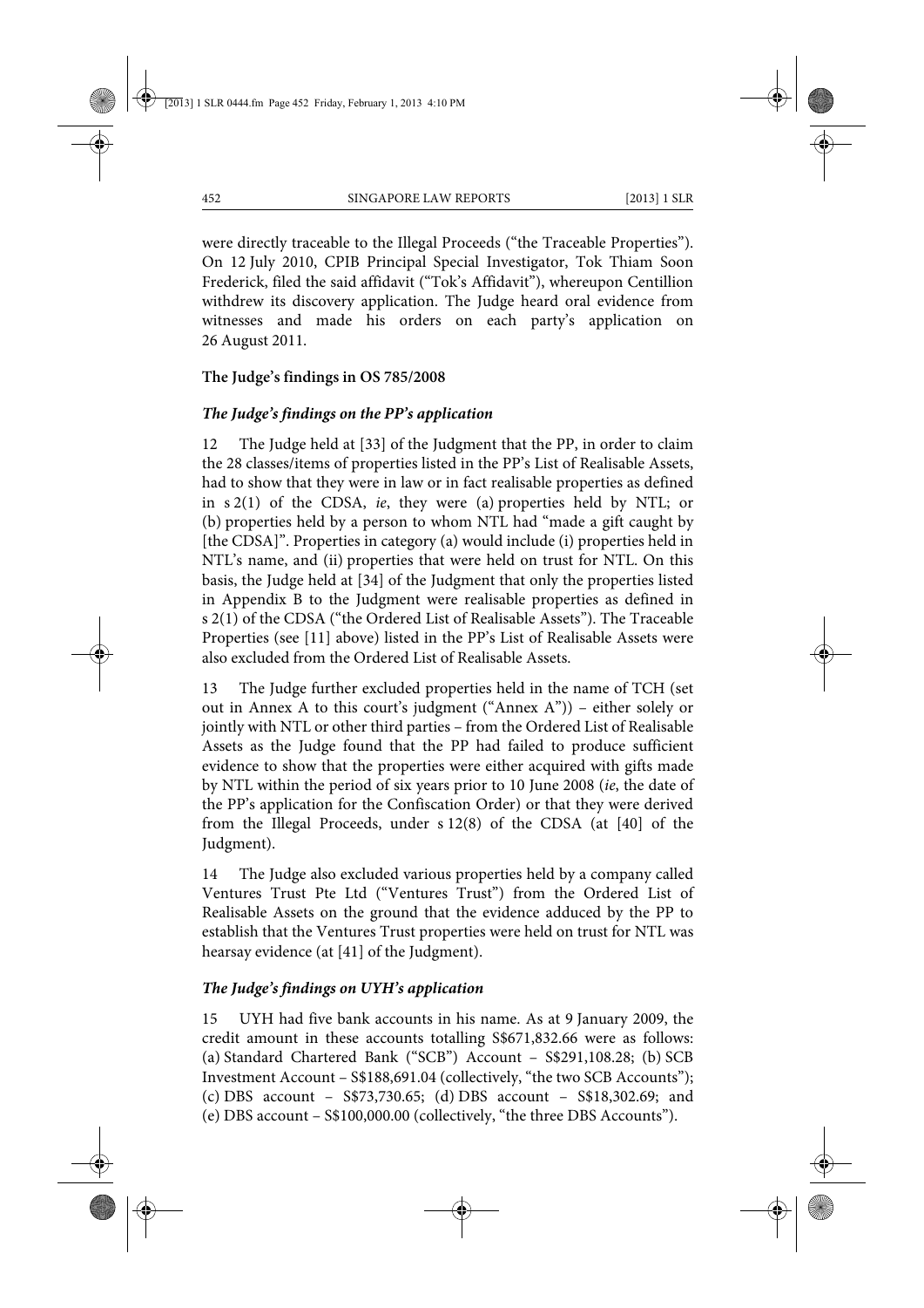were directly traceable to the Illegal Proceeds ("the Traceable Properties"). On 12 July 2010, CPIB Principal Special Investigator, Tok Thiam Soon Frederick, filed the said affidavit ("Tok's Affidavit"), whereupon Centillion withdrew its discovery application. The Judge heard oral evidence from witnesses and made his orders on each party's application on 26 August 2011.

**The Judge's findings in OS 785/2008**

***The Judge's findings on the PP's application***

12 The Judge held at [33] of the Judgment that the PP, in order to claim the 28 classes/items of properties listed in the PP's List of Realisable Assets, had to show that they were in law or in fact realisable properties as defined in s 2(1) of the CDSA, *ie*, they were (a) properties held by NTL; or (b) properties held by a person to whom NTL had "made a gift caught by [the CDSA]". Properties in category (a) would include (i) properties held in NTL's name, and (ii) properties that were held on trust for NTL. On this basis, the Judge held at [34] of the Judgment that only the properties listed in Appendix B to the Judgment were realisable properties as defined in s 2(1) of the CDSA ("the Ordered List of Realisable Assets"). The Traceable Properties (see [11] above) listed in the PP's List of Realisable Assets were also excluded from the Ordered List of Realisable Assets.

13 The Judge further excluded properties held in the name of TCH (set out in Annex A to this court's judgment ("Annex A")) – either solely or jointly with NTL or other third parties – from the Ordered List of Realisable Assets as the Judge found that the PP had failed to produce sufficient evidence to show that the properties were either acquired with gifts made by NTL within the period of six years prior to 10 June 2008 (*ie*, the date of the PP's application for the Confiscation Order) or that they were derived from the Illegal Proceeds, under s 12(8) of the CDSA (at [40] of the Judgment).

14 The Judge also excluded various properties held by a company called Ventures Trust Pte Ltd ("Ventures Trust") from the Ordered List of Realisable Assets on the ground that the evidence adduced by the PP to establish that the Ventures Trust properties were held on trust for NTL was hearsay evidence (at [41] of the Judgment).

***The Judge's findings on UYH's application***

15 UYH had five bank accounts in his name. As at 9 January 2009, the credit amount in these accounts totalling S$671,832.66 were as follows: (a) Standard Chartered Bank ("SCB") Account – S$291,108.28; (b) SCB Investment Account – S$188,691.04 (collectively, "the two SCB Accounts"); (c) DBS account – S$73,730.65; (d) DBS account – S$18,302.69; and (e) DBS account – S$100,000.00 (collectively, "the three DBS Accounts").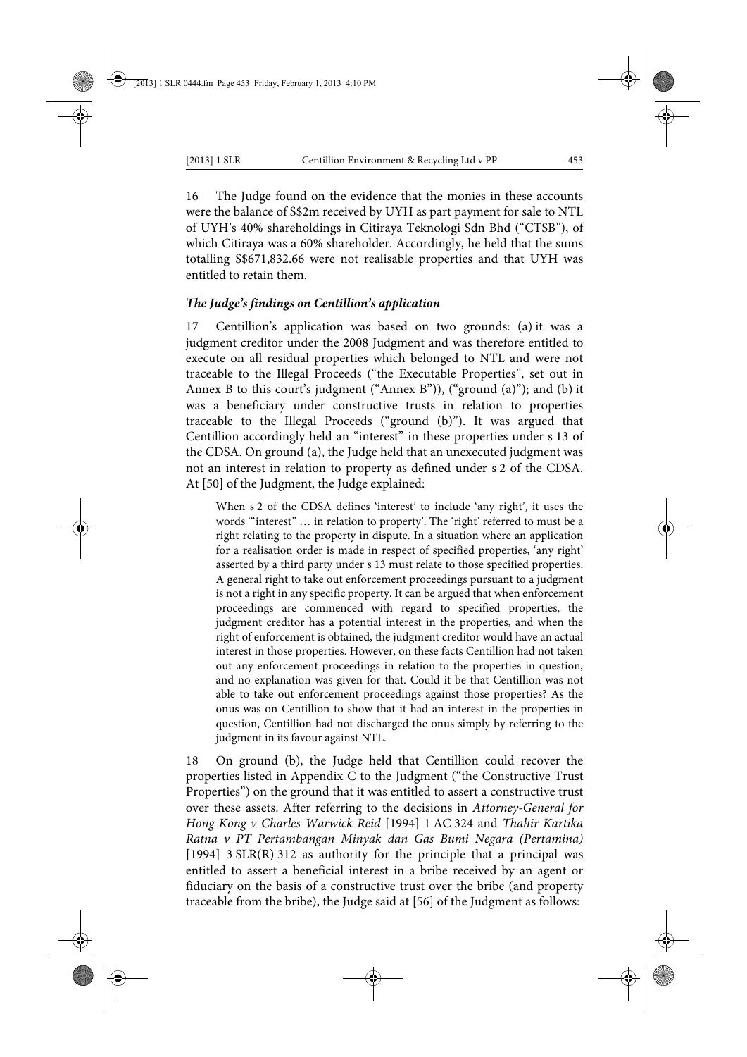16 The Judge found on the evidence that the monies in these accounts were the balance of S$2m received by UYH as part payment for sale to NTL of UYH's 40% shareholdings in Citiraya Teknologi Sdn Bhd ("CTSB"), of which Citiraya was a 60% shareholder. Accordingly, he held that the sums totalling S$671,832.66 were not realisable properties and that UYH was entitled to retain them.

### *The Judge's findings on Centillion's application*

17 Centillion's application was based on two grounds: (a) it was a judgment creditor under the 2008 Judgment and was therefore entitled to execute on all residual properties which belonged to NTL and were not traceable to the Illegal Proceeds ("the Executable Properties", set out in Annex B to this court's judgment ("Annex B")), ("ground (a)"); and (b) it was a beneficiary under constructive trusts in relation to properties traceable to the Illegal Proceeds ("ground (b)"). It was argued that Centillion accordingly held an "interest" in these properties under s 13 of the CDSA. On ground (a), the Judge held that an unexecuted judgment was not an interest in relation to property as defined under s 2 of the CDSA. At [50] of the Judgment, the Judge explained:

> When s 2 of the CDSA defines 'interest' to include 'any right', it uses the words '"interest" … in relation to property'. The 'right' referred to must be a right relating to the property in dispute. In a situation where an application for a realisation order is made in respect of specified properties, 'any right' asserted by a third party under s 13 must relate to those specified properties. A general right to take out enforcement proceedings pursuant to a judgment is not a right in any specific property. It can be argued that when enforcement proceedings are commenced with regard to specified properties, the judgment creditor has a potential interest in the properties, and when the right of enforcement is obtained, the judgment creditor would have an actual interest in those properties. However, on these facts Centillion had not taken out any enforcement proceedings in relation to the properties in question, and no explanation was given for that. Could it be that Centillion was not able to take out enforcement proceedings against those properties? As the onus was on Centillion to show that it had an interest in the properties in question, Centillion had not discharged the onus simply by referring to the judgment in its favour against NTL.

18 On ground (b), the Judge held that Centillion could recover the properties listed in Appendix C to the Judgment ("the Constructive Trust Properties") on the ground that it was entitled to assert a constructive trust over these assets. After referring to the decisions in *Attorney-General for Hong Kong v Charles Warwick Reid* [1994] 1 AC 324 and *Thahir Kartika Ratna v PT Pertambangan Minyak dan Gas Bumi Negara (Pertamina)* [1994] 3 SLR(R) 312 as authority for the principle that a principal was entitled to assert a beneficial interest in a bribe received by an agent or fiduciary on the basis of a constructive trust over the bribe (and property traceable from the bribe), the Judge said at [56] of the Judgment as follows: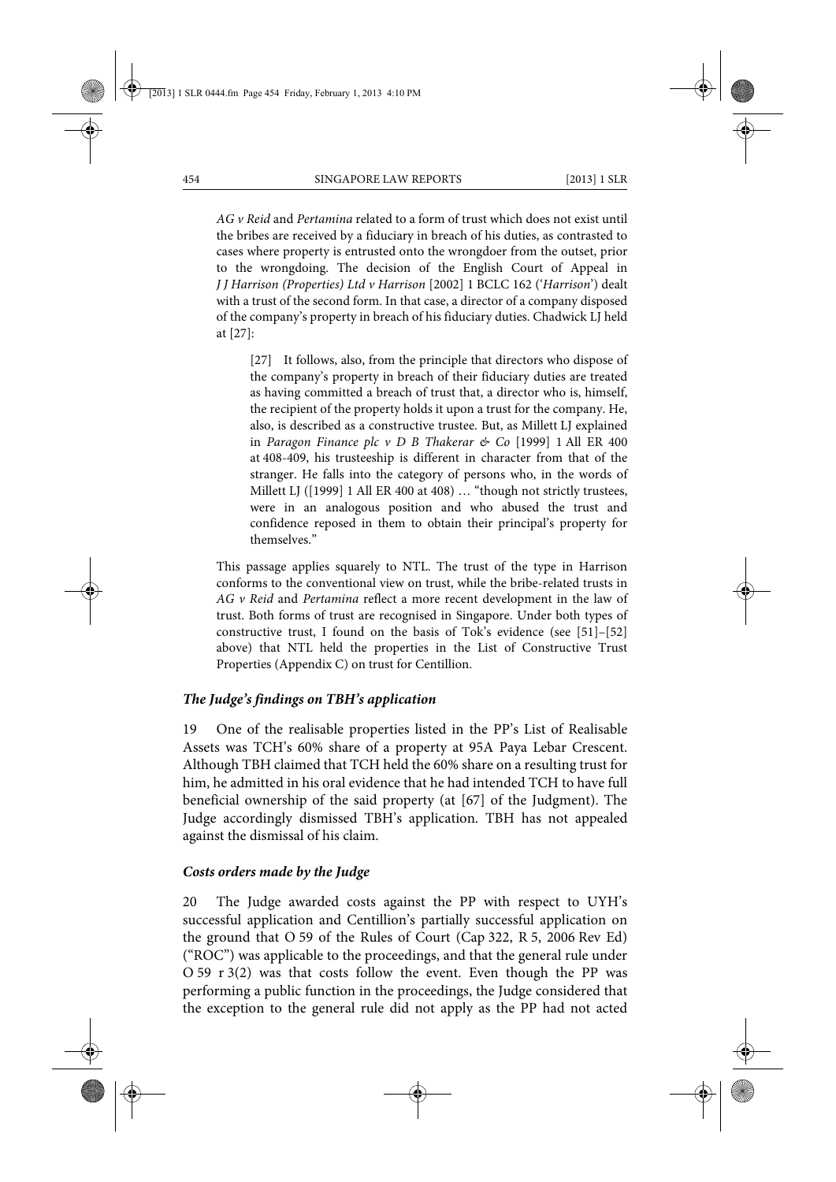*AG v Reid* and *Pertamina* related to a form of trust which does not exist until the bribes are received by a fiduciary in breach of his duties, as contrasted to cases where property is entrusted onto the wrongdoer from the outset, prior to the wrongdoing. The decision of the English Court of Appeal in *J J Harrison (Properties) Ltd v Harrison* [2002] 1 BCLC 162 ('*Harrison*') dealt with a trust of the second form. In that case, a director of a company disposed of the company's property in breach of his fiduciary duties. Chadwick LJ held at [27]:

> [27] It follows, also, from the principle that directors who dispose of the company's property in breach of their fiduciary duties are treated as having committed a breach of trust that, a director who is, himself, the recipient of the property holds it upon a trust for the company. He, also, is described as a constructive trustee. But, as Millett LJ explained in *Paragon Finance plc v D B Thakerar & Co* [1999] 1 All ER 400 at 408-409, his trusteeship is different in character from that of the stranger. He falls into the category of persons who, in the words of Millett LJ ([1999] 1 All ER 400 at 408) … "though not strictly trustees, were in an analogous position and who abused the trust and confidence reposed in them to obtain their principal's property for themselves."

This passage applies squarely to NTL. The trust of the type in Harrison conforms to the conventional view on trust, while the bribe-related trusts in *AG v Reid* and *Pertamina* reflect a more recent development in the law of trust. Both forms of trust are recognised in Singapore. Under both types of constructive trust, I found on the basis of Tok's evidence (see [51]–[52] above) that NTL held the properties in the List of Constructive Trust Properties (Appendix C) on trust for Centillion.

### *The Judge's findings on TBH's application*

19 One of the realisable properties listed in the PP's List of Realisable Assets was TCH's 60% share of a property at 95A Paya Lebar Crescent. Although TBH claimed that TCH held the 60% share on a resulting trust for him, he admitted in his oral evidence that he had intended TCH to have full beneficial ownership of the said property (at [67] of the Judgment). The Judge accordingly dismissed TBH's application. TBH has not appealed against the dismissal of his claim.

### *Costs orders made by the Judge*

20 The Judge awarded costs against the PP with respect to UYH's successful application and Centillion's partially successful application on the ground that O 59 of the Rules of Court (Cap 322, R 5, 2006 Rev Ed) ("ROC") was applicable to the proceedings, and that the general rule under O 59 r 3(2) was that costs follow the event. Even though the PP was performing a public function in the proceedings, the Judge considered that the exception to the general rule did not apply as the PP had not acted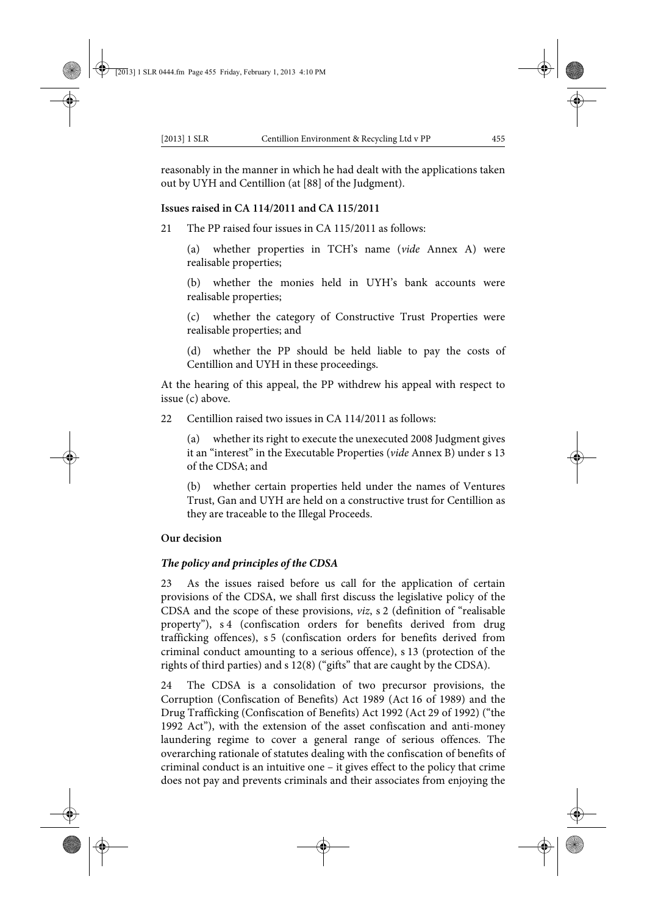reasonably in the manner in which he had dealt with the applications taken out by UYH and Centillion (at [88] of the Judgment).

**Issues raised in CA 114/2011 and CA 115/2011**

21 The PP raised four issues in CA 115/2011 as follows:

(a) whether properties in TCH's name (*vide* Annex A) were realisable properties;

(b) whether the monies held in UYH's bank accounts were realisable properties;

(c) whether the category of Constructive Trust Properties were realisable properties; and

(d) whether the PP should be held liable to pay the costs of Centillion and UYH in these proceedings.

At the hearing of this appeal, the PP withdrew his appeal with respect to issue (c) above.

22 Centillion raised two issues in CA 114/2011 as follows:

(a) whether its right to execute the unexecuted 2008 Judgment gives it an "interest" in the Executable Properties (*vide* Annex B) under s 13 of the CDSA; and

(b) whether certain properties held under the names of Ventures Trust, Gan and UYH are held on a constructive trust for Centillion as they are traceable to the Illegal Proceeds.

**Our decision**

***The policy and principles of the CDSA***

23 As the issues raised before us call for the application of certain provisions of the CDSA, we shall first discuss the legislative policy of the CDSA and the scope of these provisions, *viz*, s 2 (definition of "realisable property"), s 4 (confiscation orders for benefits derived from drug trafficking offences), s 5 (confiscation orders for benefits derived from criminal conduct amounting to a serious offence), s 13 (protection of the rights of third parties) and s 12(8) ("gifts" that are caught by the CDSA).

24 The CDSA is a consolidation of two precursor provisions, the Corruption (Confiscation of Benefits) Act 1989 (Act 16 of 1989) and the Drug Trafficking (Confiscation of Benefits) Act 1992 (Act 29 of 1992) ("the 1992 Act"), with the extension of the asset confiscation and anti-money laundering regime to cover a general range of serious offences. The overarching rationale of statutes dealing with the confiscation of benefits of criminal conduct is an intuitive one – it gives effect to the policy that crime does not pay and prevents criminals and their associates from enjoying the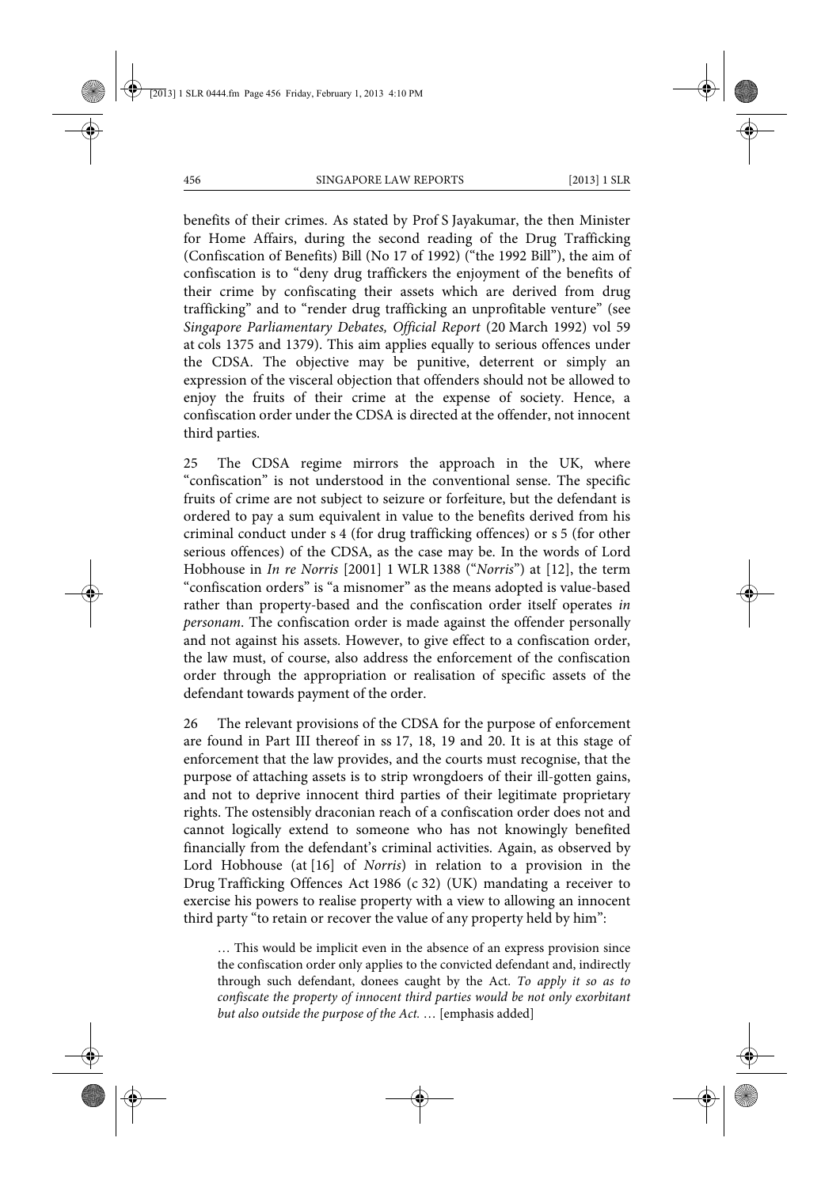benefits of their crimes. As stated by Prof S Jayakumar, the then Minister for Home Affairs, during the second reading of the Drug Trafficking (Confiscation of Benefits) Bill (No 17 of 1992) ("the 1992 Bill"), the aim of confiscation is to "deny drug traffickers the enjoyment of the benefits of their crime by confiscating their assets which are derived from drug trafficking" and to "render drug trafficking an unprofitable venture" (see *Singapore Parliamentary Debates, Official Report* (20 March 1992) vol 59 at cols 1375 and 1379). This aim applies equally to serious offences under the CDSA. The objective may be punitive, deterrent or simply an expression of the visceral objection that offenders should not be allowed to enjoy the fruits of their crime at the expense of society. Hence, a confiscation order under the CDSA is directed at the offender, not innocent third parties.

25 The CDSA regime mirrors the approach in the UK, where "confiscation" is not understood in the conventional sense. The specific fruits of crime are not subject to seizure or forfeiture, but the defendant is ordered to pay a sum equivalent in value to the benefits derived from his criminal conduct under s 4 (for drug trafficking offences) or s 5 (for other serious offences) of the CDSA, as the case may be. In the words of Lord Hobhouse in *In re Norris* [2001] 1 WLR 1388 ("*Norris*") at [12], the term "confiscation orders" is "a misnomer" as the means adopted is value-based rather than property-based and the confiscation order itself operates *in personam*. The confiscation order is made against the offender personally and not against his assets. However, to give effect to a confiscation order, the law must, of course, also address the enforcement of the confiscation order through the appropriation or realisation of specific assets of the defendant towards payment of the order.

26 The relevant provisions of the CDSA for the purpose of enforcement are found in Part III thereof in ss 17, 18, 19 and 20. It is at this stage of enforcement that the law provides, and the courts must recognise, that the purpose of attaching assets is to strip wrongdoers of their ill-gotten gains, and not to deprive innocent third parties of their legitimate proprietary rights. The ostensibly draconian reach of a confiscation order does not and cannot logically extend to someone who has not knowingly benefited financially from the defendant's criminal activities. Again, as observed by Lord Hobhouse (at [16] of *Norris*) in relation to a provision in the Drug Trafficking Offences Act 1986 (c 32) (UK) mandating a receiver to exercise his powers to realise property with a view to allowing an innocent third party "to retain or recover the value of any property held by him":

> … This would be implicit even in the absence of an express provision since the confiscation order only applies to the convicted defendant and, indirectly through such defendant, donees caught by the Act. *To apply it so as to confiscate the property of innocent third parties would be not only exorbitant but also outside the purpose of the Act.* … [emphasis added]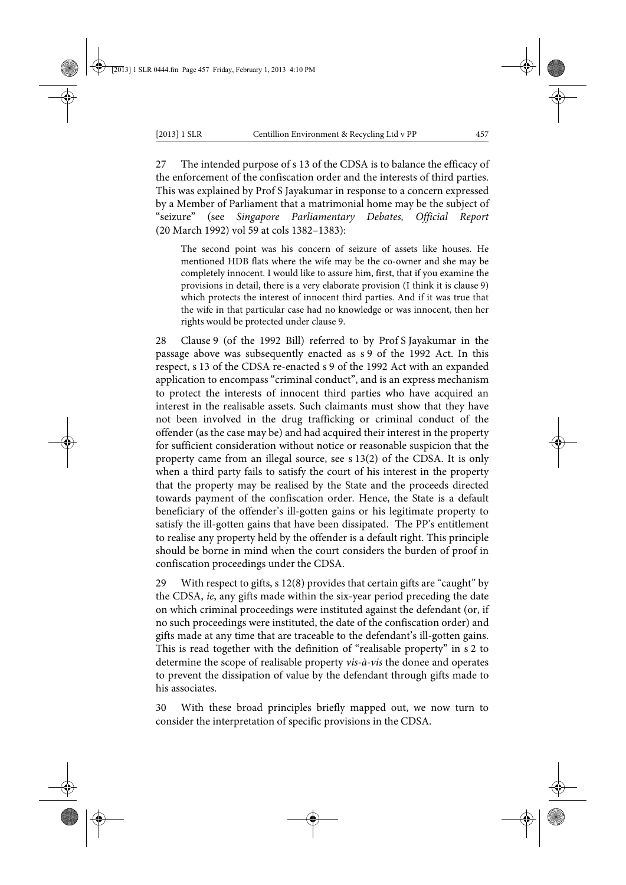27 The intended purpose of s 13 of the CDSA is to balance the efficacy of the enforcement of the confiscation order and the interests of third parties. This was explained by Prof S Jayakumar in response to a concern expressed by a Member of Parliament that a matrimonial home may be the subject of "seizure" (see *Singapore Parliamentary Debates, Official Report* (20 March 1992) vol 59 at cols 1382–1383):

> The second point was his concern of seizure of assets like houses. He mentioned HDB flats where the wife may be the co-owner and she may be completely innocent. I would like to assure him, first, that if you examine the provisions in detail, there is a very elaborate provision (I think it is clause 9) which protects the interest of innocent third parties. And if it was true that the wife in that particular case had no knowledge or was innocent, then her rights would be protected under clause 9.

28 Clause 9 (of the 1992 Bill) referred to by Prof S Jayakumar in the passage above was subsequently enacted as s 9 of the 1992 Act. In this respect, s 13 of the CDSA re-enacted s 9 of the 1992 Act with an expanded application to encompass "criminal conduct", and is an express mechanism to protect the interests of innocent third parties who have acquired an interest in the realisable assets. Such claimants must show that they have not been involved in the drug trafficking or criminal conduct of the offender (as the case may be) and had acquired their interest in the property for sufficient consideration without notice or reasonable suspicion that the property came from an illegal source, see s 13(2) of the CDSA. It is only when a third party fails to satisfy the court of his interest in the property that the property may be realised by the State and the proceeds directed towards payment of the confiscation order. Hence, the State is a default beneficiary of the offender's ill-gotten gains or his legitimate property to satisfy the ill-gotten gains that have been dissipated. The PP's entitlement to realise any property held by the offender is a default right. This principle should be borne in mind when the court considers the burden of proof in confiscation proceedings under the CDSA.

29 With respect to gifts, s 12(8) provides that certain gifts are "caught" by the CDSA, *ie*, any gifts made within the six-year period preceding the date on which criminal proceedings were instituted against the defendant (or, if no such proceedings were instituted, the date of the confiscation order) and gifts made at any time that are traceable to the defendant's ill-gotten gains. This is read together with the definition of "realisable property" in s 2 to determine the scope of realisable property *vis-à-vis* the donee and operates to prevent the dissipation of value by the defendant through gifts made to his associates.

30 With these broad principles briefly mapped out, we now turn to consider the interpretation of specific provisions in the CDSA.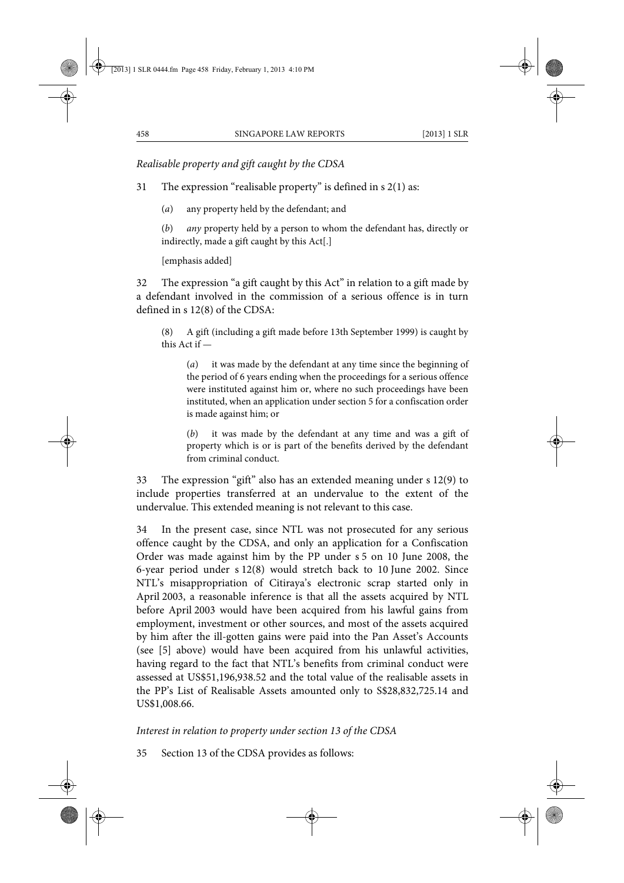*Realisable property and gift caught by the CDSA*

31 The expression "realisable property" is defined in s 2(1) as:

> (*a*) any property held by the defendant; and
>
> (*b*) *any* property held by a person to whom the defendant has, directly or indirectly, made a gift caught by this Act[.]
>
> [emphasis added]

32 The expression "a gift caught by this Act" in relation to a gift made by a defendant involved in the commission of a serious offence is in turn defined in s 12(8) of the CDSA:

> (8) A gift (including a gift made before 13th September 1999) is caught by this Act if —
>
> > (*a*) it was made by the defendant at any time since the beginning of the period of 6 years ending when the proceedings for a serious offence were instituted against him or, where no such proceedings have been instituted, when an application under section 5 for a confiscation order is made against him; or
> >
> > (*b*) it was made by the defendant at any time and was a gift of property which is or is part of the benefits derived by the defendant from criminal conduct.

33 The expression "gift" also has an extended meaning under s 12(9) to include properties transferred at an undervalue to the extent of the undervalue. This extended meaning is not relevant to this case.

34 In the present case, since NTL was not prosecuted for any serious offence caught by the CDSA, and only an application for a Confiscation Order was made against him by the PP under s 5 on 10 June 2008, the 6-year period under s 12(8) would stretch back to 10 June 2002. Since NTL's misappropriation of Citiraya's electronic scrap started only in April 2003, a reasonable inference is that all the assets acquired by NTL before April 2003 would have been acquired from his lawful gains from employment, investment or other sources, and most of the assets acquired by him after the ill-gotten gains were paid into the Pan Asset's Accounts (see [5] above) would have been acquired from his unlawful activities, having regard to the fact that NTL's benefits from criminal conduct were assessed at US$51,196,938.52 and the total value of the realisable assets in the PP's List of Realisable Assets amounted only to S$28,832,725.14 and US$1,008.66.

*Interest in relation to property under section 13 of the CDSA*

35 Section 13 of the CDSA provides as follows: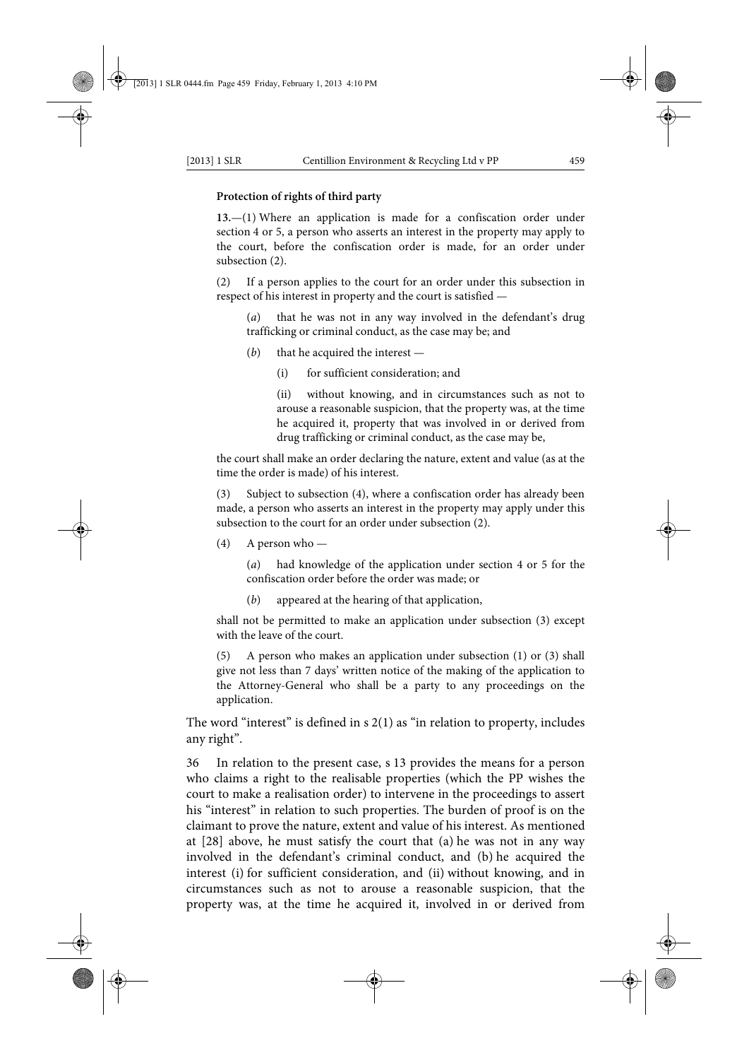**Protection of rights of third party**

**13.**—(1) Where an application is made for a confiscation order under section 4 or 5, a person who asserts an interest in the property may apply to the court, before the confiscation order is made, for an order under subsection (2).

(2) If a person applies to the court for an order under this subsection in respect of his interest in property and the court is satisfied —

(*a*) that he was not in any way involved in the defendant's drug trafficking or criminal conduct, as the case may be; and

(*b*) that he acquired the interest —

(i) for sufficient consideration; and

(ii) without knowing, and in circumstances such as not to arouse a reasonable suspicion, that the property was, at the time he acquired it, property that was involved in or derived from drug trafficking or criminal conduct, as the case may be,

the court shall make an order declaring the nature, extent and value (as at the time the order is made) of his interest.

(3) Subject to subsection (4), where a confiscation order has already been made, a person who asserts an interest in the property may apply under this subsection to the court for an order under subsection (2).

(4) A person who —

(*a*) had knowledge of the application under section 4 or 5 for the confiscation order before the order was made; or

(*b*) appeared at the hearing of that application,

shall not be permitted to make an application under subsection (3) except with the leave of the court.

(5) A person who makes an application under subsection (1) or (3) shall give not less than 7 days' written notice of the making of the application to the Attorney-General who shall be a party to any proceedings on the application.

The word "interest" is defined in s 2(1) as "in relation to property, includes any right".

36 In relation to the present case, s 13 provides the means for a person who claims a right to the realisable properties (which the PP wishes the court to make a realisation order) to intervene in the proceedings to assert his "interest" in relation to such properties. The burden of proof is on the claimant to prove the nature, extent and value of his interest. As mentioned at [28] above, he must satisfy the court that (a) he was not in any way involved in the defendant's criminal conduct, and (b) he acquired the interest (i) for sufficient consideration, and (ii) without knowing, and in circumstances such as not to arouse a reasonable suspicion, that the property was, at the time he acquired it, involved in or derived from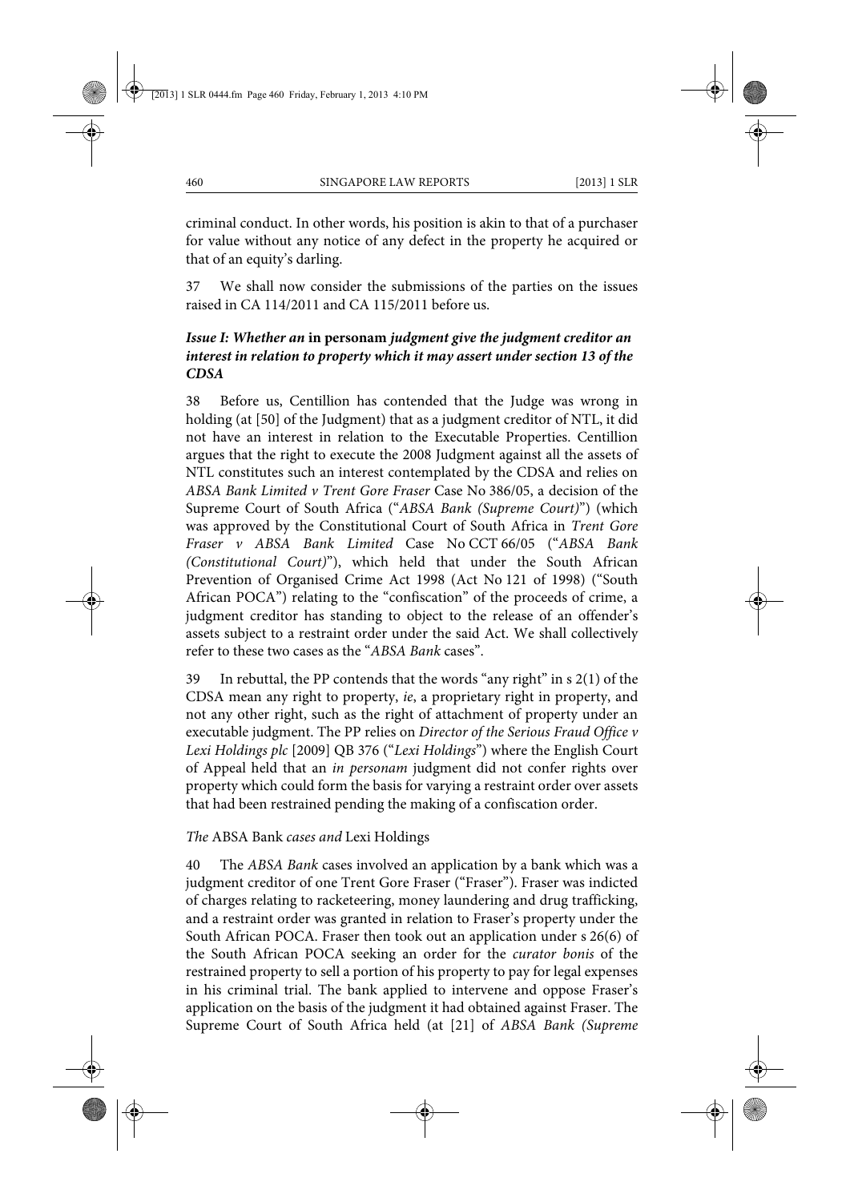criminal conduct. In other words, his position is akin to that of a purchaser for value without any notice of any defect in the property he acquired or that of an equity's darling.

37 We shall now consider the submissions of the parties on the issues raised in CA 114/2011 and CA 115/2011 before us.

### *Issue I: Whether an* **in personam** *judgment give the judgment creditor an interest in relation to property which it may assert under section 13 of the CDSA*

38 Before us, Centillion has contended that the Judge was wrong in holding (at [50] of the Judgment) that as a judgment creditor of NTL, it did not have an interest in relation to the Executable Properties. Centillion argues that the right to execute the 2008 Judgment against all the assets of NTL constitutes such an interest contemplated by the CDSA and relies on *ABSA Bank Limited v Trent Gore Fraser* Case No 386/05, a decision of the Supreme Court of South Africa ("*ABSA Bank (Supreme Court)*") (which was approved by the Constitutional Court of South Africa in *Trent Gore Fraser v ABSA Bank Limited* Case No CCT 66/05 ("*ABSA Bank (Constitutional Court)*"), which held that under the South African Prevention of Organised Crime Act 1998 (Act No 121 of 1998) ("South African POCA") relating to the "confiscation" of the proceeds of crime, a judgment creditor has standing to object to the release of an offender's assets subject to a restraint order under the said Act. We shall collectively refer to these two cases as the "*ABSA Bank* cases".

39 In rebuttal, the PP contends that the words "any right" in s 2(1) of the CDSA mean any right to property, *ie*, a proprietary right in property, and not any other right, such as the right of attachment of property under an executable judgment. The PP relies on *Director of the Serious Fraud Office v Lexi Holdings plc* [2009] QB 376 ("*Lexi Holdings*") where the English Court of Appeal held that an *in personam* judgment did not confer rights over property which could form the basis for varying a restraint order over assets that had been restrained pending the making of a confiscation order.

#### *The* ABSA Bank *cases and* Lexi Holdings

40 The *ABSA Bank* cases involved an application by a bank which was a judgment creditor of one Trent Gore Fraser ("Fraser"). Fraser was indicted of charges relating to racketeering, money laundering and drug trafficking, and a restraint order was granted in relation to Fraser's property under the South African POCA. Fraser then took out an application under s 26(6) of the South African POCA seeking an order for the *curator bonis* of the restrained property to sell a portion of his property to pay for legal expenses in his criminal trial. The bank applied to intervene and oppose Fraser's application on the basis of the judgment it had obtained against Fraser. The Supreme Court of South Africa held (at [21] of *ABSA Bank (Supreme*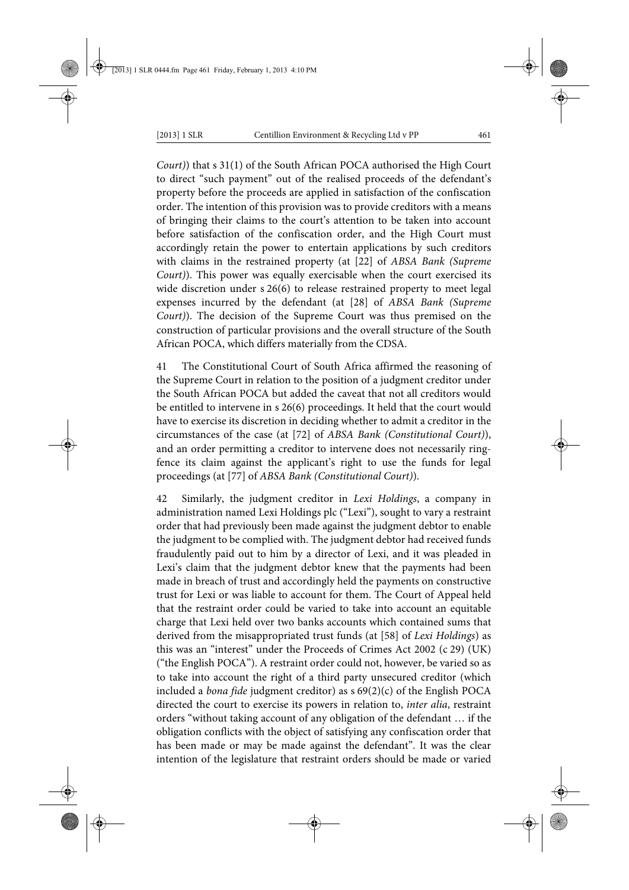*Court)*) that s 31(1) of the South African POCA authorised the High Court to direct "such payment" out of the realised proceeds of the defendant's property before the proceeds are applied in satisfaction of the confiscation order. The intention of this provision was to provide creditors with a means of bringing their claims to the court's attention to be taken into account before satisfaction of the confiscation order, and the High Court must accordingly retain the power to entertain applications by such creditors with claims in the restrained property (at [22] of *ABSA Bank (Supreme Court)*). This power was equally exercisable when the court exercised its wide discretion under s 26(6) to release restrained property to meet legal expenses incurred by the defendant (at [28] of *ABSA Bank (Supreme Court)*). The decision of the Supreme Court was thus premised on the construction of particular provisions and the overall structure of the South African POCA, which differs materially from the CDSA.

41 The Constitutional Court of South Africa affirmed the reasoning of the Supreme Court in relation to the position of a judgment creditor under the South African POCA but added the caveat that not all creditors would be entitled to intervene in s 26(6) proceedings. It held that the court would have to exercise its discretion in deciding whether to admit a creditor in the circumstances of the case (at [72] of *ABSA Bank (Constitutional Court)*), and an order permitting a creditor to intervene does not necessarily ring-fence its claim against the applicant's right to use the funds for legal proceedings (at [77] of *ABSA Bank (Constitutional Court)*).

42 Similarly, the judgment creditor in *Lexi Holdings*, a company in administration named Lexi Holdings plc ("Lexi"), sought to vary a restraint order that had previously been made against the judgment debtor to enable the judgment to be complied with. The judgment debtor had received funds fraudulently paid out to him by a director of Lexi, and it was pleaded in Lexi's claim that the judgment debtor knew that the payments had been made in breach of trust and accordingly held the payments on constructive trust for Lexi or was liable to account for them. The Court of Appeal held that the restraint order could be varied to take into account an equitable charge that Lexi held over two banks accounts which contained sums that derived from the misappropriated trust funds (at [58] of *Lexi Holdings*) as this was an "interest" under the Proceeds of Crimes Act 2002 (c 29) (UK) ("the English POCA"). A restraint order could not, however, be varied so as to take into account the right of a third party unsecured creditor (which included a *bona fide* judgment creditor) as s 69(2)(c) of the English POCA directed the court to exercise its powers in relation to, *inter alia*, restraint orders "without taking account of any obligation of the defendant … if the obligation conflicts with the object of satisfying any confiscation order that has been made or may be made against the defendant". It was the clear intention of the legislature that restraint orders should be made or varied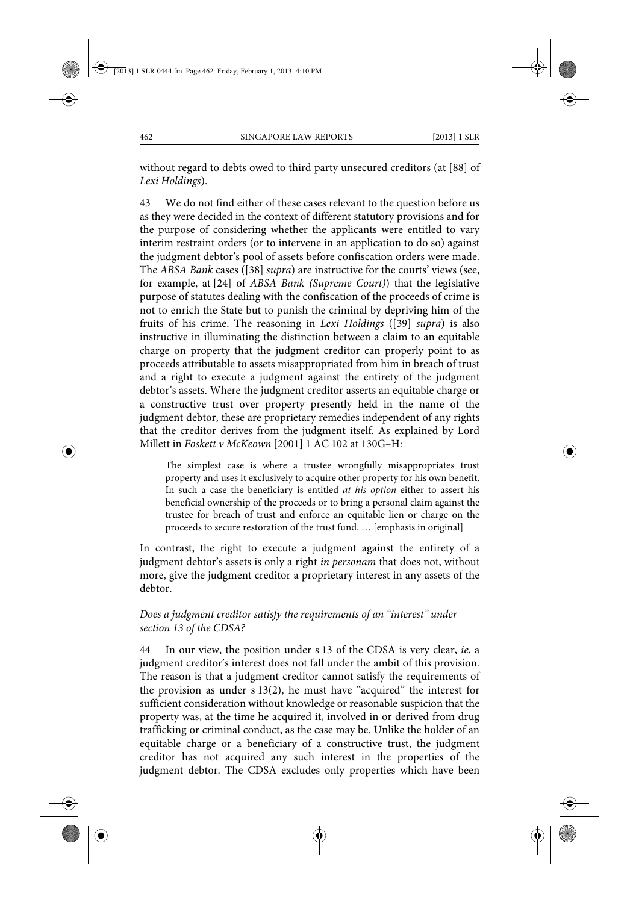without regard to debts owed to third party unsecured creditors (at [88] of *Lexi Holdings*).

43 We do not find either of these cases relevant to the question before us as they were decided in the context of different statutory provisions and for the purpose of considering whether the applicants were entitled to vary interim restraint orders (or to intervene in an application to do so) against the judgment debtor's pool of assets before confiscation orders were made. The *ABSA Bank* cases ([38] *supra*) are instructive for the courts' views (see, for example, at [24] of *ABSA Bank (Supreme Court)*) that the legislative purpose of statutes dealing with the confiscation of the proceeds of crime is not to enrich the State but to punish the criminal by depriving him of the fruits of his crime. The reasoning in *Lexi Holdings* ([39] *supra*) is also instructive in illuminating the distinction between a claim to an equitable charge on property that the judgment creditor can properly point to as proceeds attributable to assets misappropriated from him in breach of trust and a right to execute a judgment against the entirety of the judgment debtor's assets. Where the judgment creditor asserts an equitable charge or a constructive trust over property presently held in the name of the judgment debtor, these are proprietary remedies independent of any rights that the creditor derives from the judgment itself. As explained by Lord Millett in *Foskett v McKeown* [2001] 1 AC 102 at 130G–H:

> The simplest case is where a trustee wrongfully misappropriates trust property and uses it exclusively to acquire other property for his own benefit. In such a case the beneficiary is entitled *at his option* either to assert his beneficial ownership of the proceeds or to bring a personal claim against the trustee for breach of trust and enforce an equitable lien or charge on the proceeds to secure restoration of the trust fund. … [emphasis in original]

In contrast, the right to execute a judgment against the entirety of a judgment debtor's assets is only a right *in personam* that does not, without more, give the judgment creditor a proprietary interest in any assets of the debtor.

### *Does a judgment creditor satisfy the requirements of an "interest" under section 13 of the CDSA?*

44 In our view, the position under s 13 of the CDSA is very clear, *ie*, a judgment creditor's interest does not fall under the ambit of this provision. The reason is that a judgment creditor cannot satisfy the requirements of the provision as under s 13(2), he must have "acquired" the interest for sufficient consideration without knowledge or reasonable suspicion that the property was, at the time he acquired it, involved in or derived from drug trafficking or criminal conduct, as the case may be. Unlike the holder of an equitable charge or a beneficiary of a constructive trust, the judgment creditor has not acquired any such interest in the properties of the judgment debtor. The CDSA excludes only properties which have been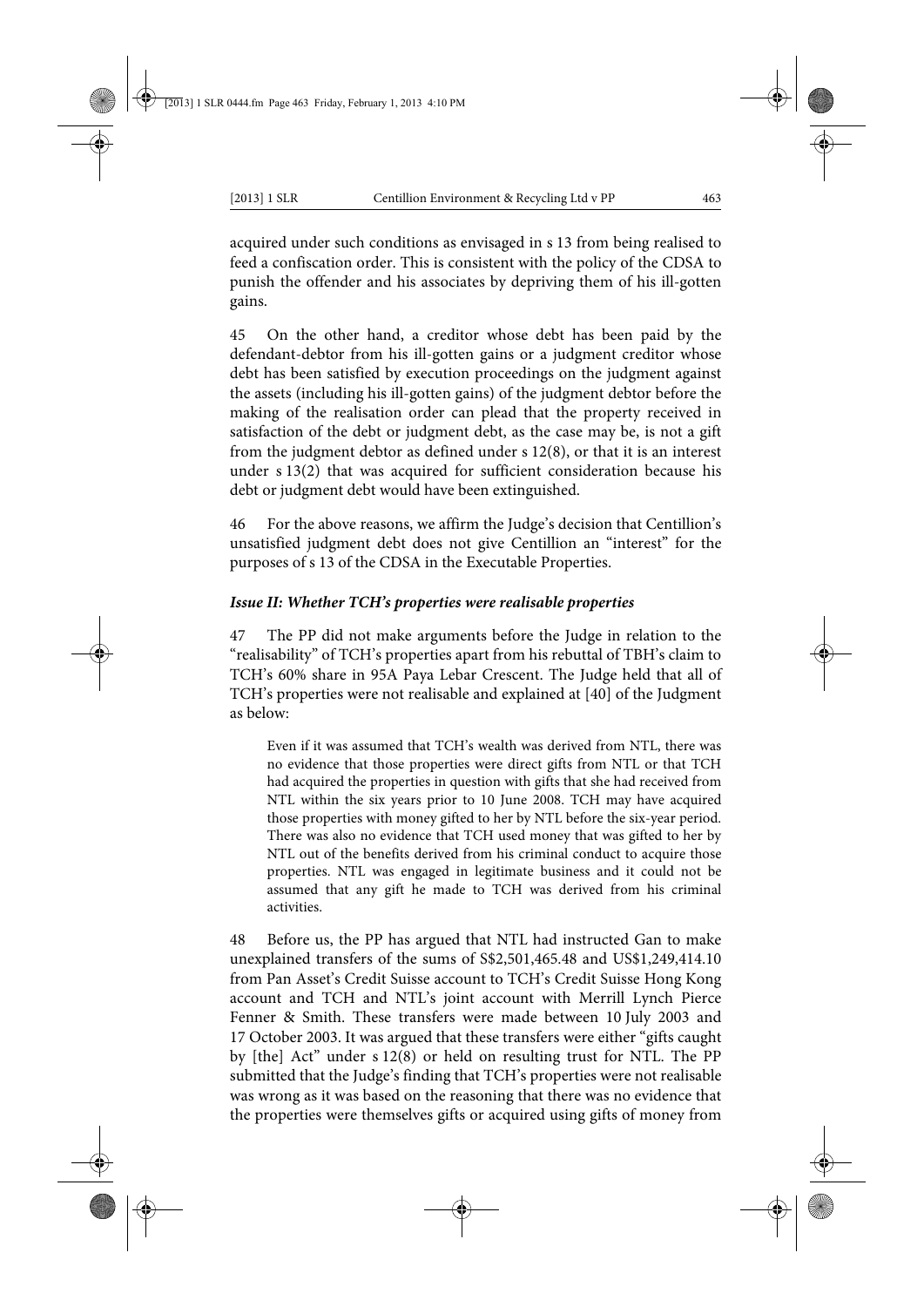acquired under such conditions as envisaged in s 13 from being realised to feed a confiscation order. This is consistent with the policy of the CDSA to punish the offender and his associates by depriving them of his ill-gotten gains.

45 On the other hand, a creditor whose debt has been paid by the defendant-debtor from his ill-gotten gains or a judgment creditor whose debt has been satisfied by execution proceedings on the judgment against the assets (including his ill-gotten gains) of the judgment debtor before the making of the realisation order can plead that the property received in satisfaction of the debt or judgment debt, as the case may be, is not a gift from the judgment debtor as defined under s 12(8), or that it is an interest under s 13(2) that was acquired for sufficient consideration because his debt or judgment debt would have been extinguished.

46 For the above reasons, we affirm the Judge's decision that Centillion's unsatisfied judgment debt does not give Centillion an "interest" for the purposes of s 13 of the CDSA in the Executable Properties.

### *Issue II: Whether TCH's properties were realisable properties*

47 The PP did not make arguments before the Judge in relation to the "realisability" of TCH's properties apart from his rebuttal of TBH's claim to TCH's 60% share in 95A Paya Lebar Crescent. The Judge held that all of TCH's properties were not realisable and explained at [40] of the Judgment as below:

> Even if it was assumed that TCH's wealth was derived from NTL, there was no evidence that those properties were direct gifts from NTL or that TCH had acquired the properties in question with gifts that she had received from NTL within the six years prior to 10 June 2008. TCH may have acquired those properties with money gifted to her by NTL before the six-year period. There was also no evidence that TCH used money that was gifted to her by NTL out of the benefits derived from his criminal conduct to acquire those properties. NTL was engaged in legitimate business and it could not be assumed that any gift he made to TCH was derived from his criminal activities.

48 Before us, the PP has argued that NTL had instructed Gan to make unexplained transfers of the sums of S$2,501,465.48 and US$1,249,414.10 from Pan Asset's Credit Suisse account to TCH's Credit Suisse Hong Kong account and TCH and NTL's joint account with Merrill Lynch Pierce Fenner & Smith. These transfers were made between 10 July 2003 and 17 October 2003. It was argued that these transfers were either "gifts caught by [the] Act" under s 12(8) or held on resulting trust for NTL. The PP submitted that the Judge's finding that TCH's properties were not realisable was wrong as it was based on the reasoning that there was no evidence that the properties were themselves gifts or acquired using gifts of money from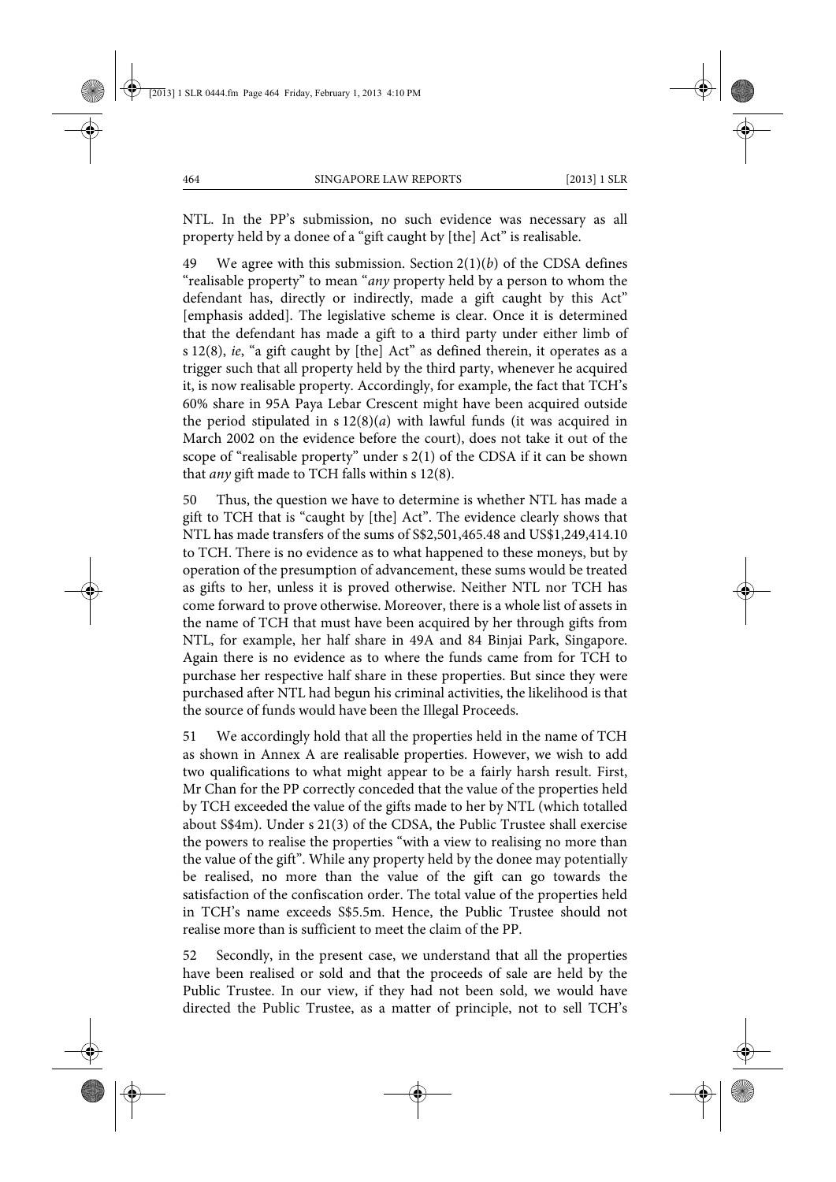NTL. In the PP's submission, no such evidence was necessary as all property held by a donee of a "gift caught by [the] Act" is realisable.

49 We agree with this submission. Section 2(1)(*b*) of the CDSA defines "realisable property" to mean "*any* property held by a person to whom the defendant has, directly or indirectly, made a gift caught by this Act" [emphasis added]. The legislative scheme is clear. Once it is determined that the defendant has made a gift to a third party under either limb of s 12(8), *ie*, "a gift caught by [the] Act" as defined therein, it operates as a trigger such that all property held by the third party, whenever he acquired it, is now realisable property. Accordingly, for example, the fact that TCH's 60% share in 95A Paya Lebar Crescent might have been acquired outside the period stipulated in s 12(8)(*a*) with lawful funds (it was acquired in March 2002 on the evidence before the court), does not take it out of the scope of "realisable property" under s 2(1) of the CDSA if it can be shown that *any* gift made to TCH falls within s 12(8).

50 Thus, the question we have to determine is whether NTL has made a gift to TCH that is "caught by [the] Act". The evidence clearly shows that NTL has made transfers of the sums of S$2,501,465.48 and US$1,249,414.10 to TCH. There is no evidence as to what happened to these moneys, but by operation of the presumption of advancement, these sums would be treated as gifts to her, unless it is proved otherwise. Neither NTL nor TCH has come forward to prove otherwise. Moreover, there is a whole list of assets in the name of TCH that must have been acquired by her through gifts from NTL, for example, her half share in 49A and 84 Binjai Park, Singapore. Again there is no evidence as to where the funds came from for TCH to purchase her respective half share in these properties. But since they were purchased after NTL had begun his criminal activities, the likelihood is that the source of funds would have been the Illegal Proceeds.

51 We accordingly hold that all the properties held in the name of TCH as shown in Annex A are realisable properties. However, we wish to add two qualifications to what might appear to be a fairly harsh result. First, Mr Chan for the PP correctly conceded that the value of the properties held by TCH exceeded the value of the gifts made to her by NTL (which totalled about S$4m). Under s 21(3) of the CDSA, the Public Trustee shall exercise the powers to realise the properties "with a view to realising no more than the value of the gift". While any property held by the donee may potentially be realised, no more than the value of the gift can go towards the satisfaction of the confiscation order. The total value of the properties held in TCH's name exceeds S$5.5m. Hence, the Public Trustee should not realise more than is sufficient to meet the claim of the PP.

52 Secondly, in the present case, we understand that all the properties have been realised or sold and that the proceeds of sale are held by the Public Trustee. In our view, if they had not been sold, we would have directed the Public Trustee, as a matter of principle, not to sell TCH's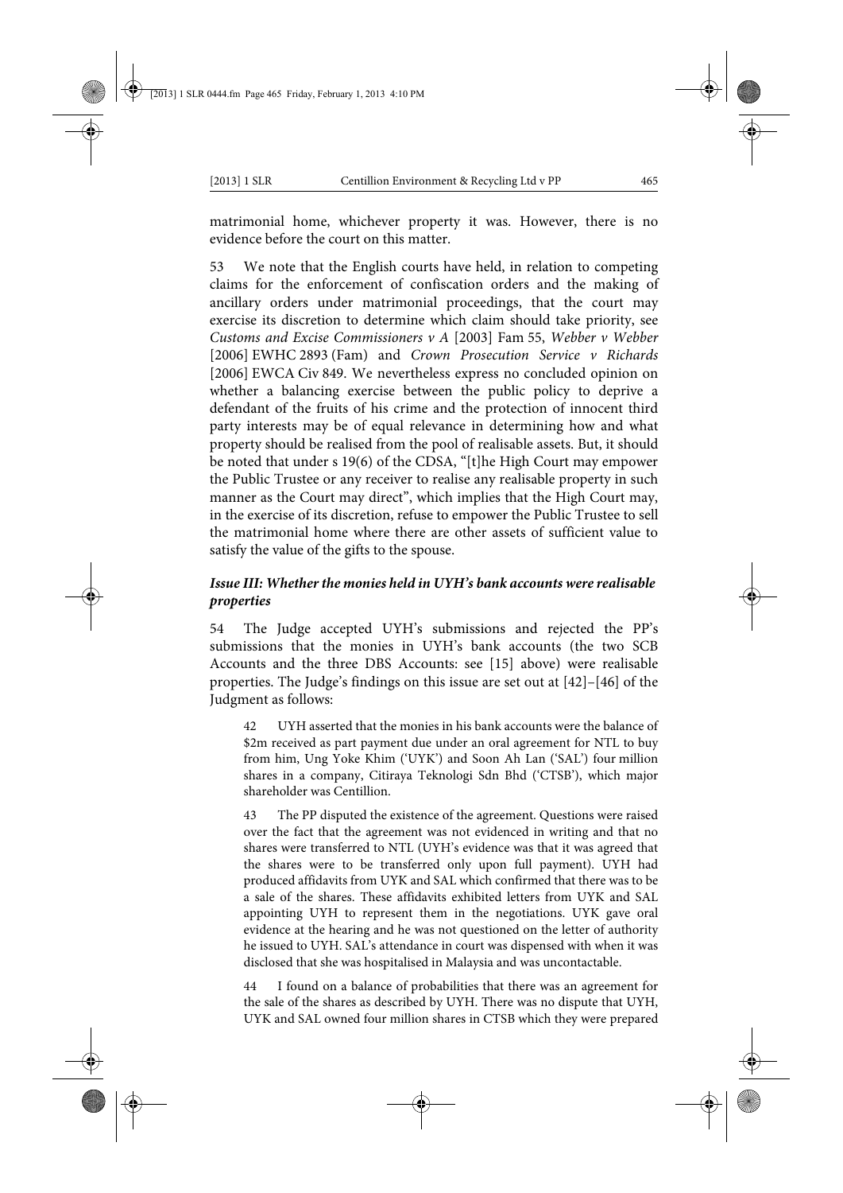matrimonial home, whichever property it was. However, there is no evidence before the court on this matter.

53 We note that the English courts have held, in relation to competing claims for the enforcement of confiscation orders and the making of ancillary orders under matrimonial proceedings, that the court may exercise its discretion to determine which claim should take priority, see *Customs and Excise Commissioners v A* [2003] Fam 55, *Webber v Webber* [2006] EWHC 2893 (Fam) and *Crown Prosecution Service v Richards* [2006] EWCA Civ 849. We nevertheless express no concluded opinion on whether a balancing exercise between the public policy to deprive a defendant of the fruits of his crime and the protection of innocent third party interests may be of equal relevance in determining how and what property should be realised from the pool of realisable assets. But, it should be noted that under s 19(6) of the CDSA, "[t]he High Court may empower the Public Trustee or any receiver to realise any realisable property in such manner as the Court may direct", which implies that the High Court may, in the exercise of its discretion, refuse to empower the Public Trustee to sell the matrimonial home where there are other assets of sufficient value to satisfy the value of the gifts to the spouse.

### *Issue III: Whether the monies held in UYH's bank accounts were realisable properties*

54 The Judge accepted UYH's submissions and rejected the PP's submissions that the monies in UYH's bank accounts (the two SCB Accounts and the three DBS Accounts: see [15] above) were realisable properties. The Judge's findings on this issue are set out at [42]–[46] of the Judgment as follows:

> 42 UYH asserted that the monies in his bank accounts were the balance of \$2m received as part payment due under an oral agreement for NTL to buy from him, Ung Yoke Khim ('UYK') and Soon Ah Lan ('SAL') four million shares in a company, Citiraya Teknologi Sdn Bhd ('CTSB'), which major shareholder was Centillion.
>
> 43 The PP disputed the existence of the agreement. Questions were raised over the fact that the agreement was not evidenced in writing and that no shares were transferred to NTL (UYH's evidence was that it was agreed that the shares were to be transferred only upon full payment). UYH had produced affidavits from UYK and SAL which confirmed that there was to be a sale of the shares. These affidavits exhibited letters from UYK and SAL appointing UYH to represent them in the negotiations. UYK gave oral evidence at the hearing and he was not questioned on the letter of authority he issued to UYH. SAL's attendance in court was dispensed with when it was disclosed that she was hospitalised in Malaysia and was uncontactable.
>
> 44 I found on a balance of probabilities that there was an agreement for the sale of the shares as described by UYH. There was no dispute that UYH, UYK and SAL owned four million shares in CTSB which they were prepared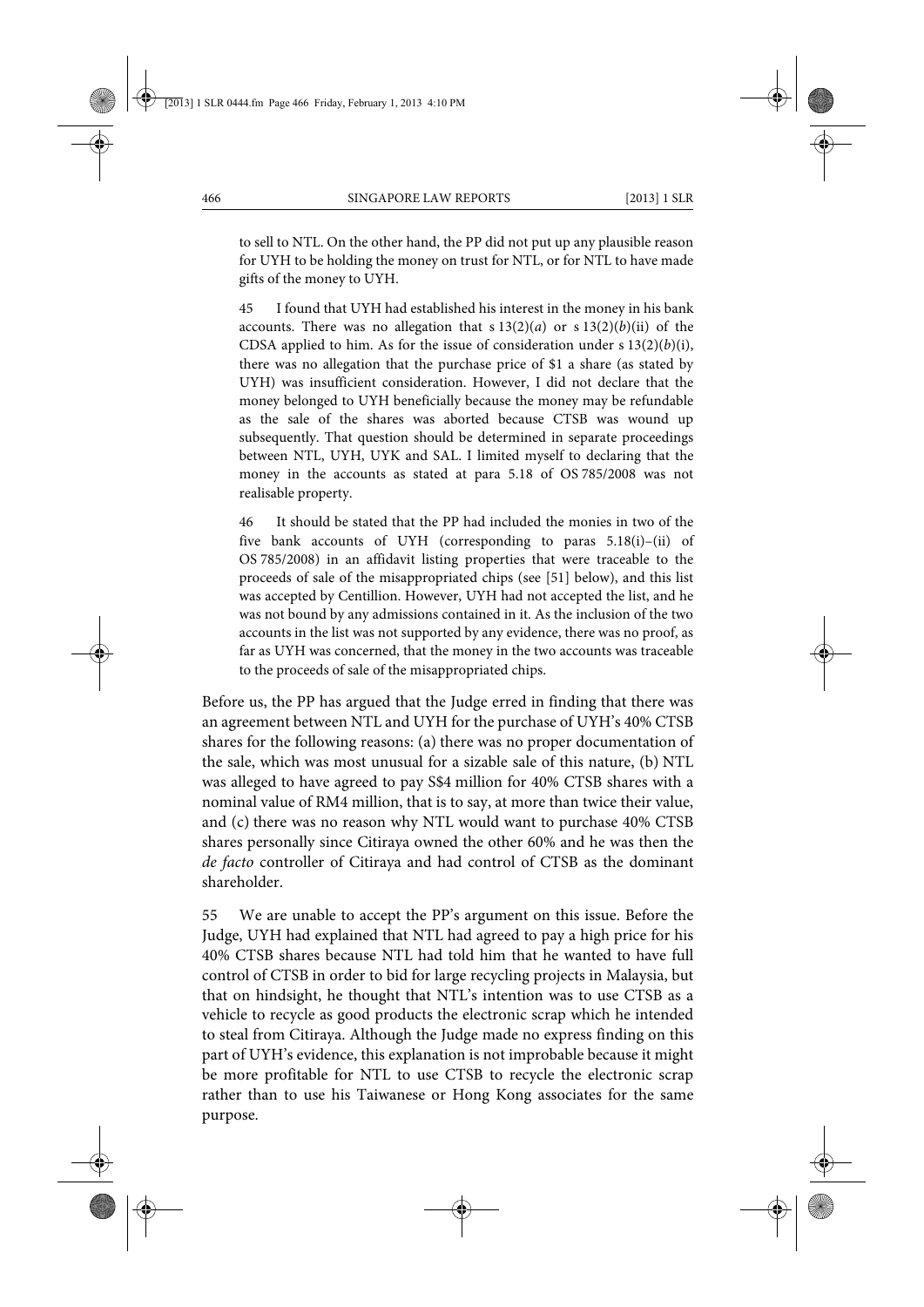to sell to NTL. On the other hand, the PP did not put up any plausible reason for UYH to be holding the money on trust for NTL, or for NTL to have made gifts of the money to UYH.

> 45 I found that UYH had established his interest in the money in his bank accounts. There was no allegation that s 13(2)(*a*) or s 13(2)(*b*)(ii) of the CDSA applied to him. As for the issue of consideration under s 13(2)(*b*)(i), there was no allegation that the purchase price of $1 a share (as stated by UYH) was insufficient consideration. However, I did not declare that the money belonged to UYH beneficially because the money may be refundable as the sale of the shares was aborted because CTSB was wound up subsequently. That question should be determined in separate proceedings between NTL, UYH, UYK and SAL. I limited myself to declaring that the money in the accounts as stated at para 5.18 of OS 785/2008 was not realisable property.
>
> 46 It should be stated that the PP had included the monies in two of the five bank accounts of UYH (corresponding to paras 5.18(i)–(ii) of OS 785/2008) in an affidavit listing properties that were traceable to the proceeds of sale of the misappropriated chips (see [51] below), and this list was accepted by Centillion. However, UYH had not accepted the list, and he was not bound by any admissions contained in it. As the inclusion of the two accounts in the list was not supported by any evidence, there was no proof, as far as UYH was concerned, that the money in the two accounts was traceable to the proceeds of sale of the misappropriated chips.

Before us, the PP has argued that the Judge erred in finding that there was an agreement between NTL and UYH for the purchase of UYH's 40% CTSB shares for the following reasons: (a) there was no proper documentation of the sale, which was most unusual for a sizable sale of this nature, (b) NTL was alleged to have agreed to pay S$4 million for 40% CTSB shares with a nominal value of RM4 million, that is to say, at more than twice their value, and (c) there was no reason why NTL would want to purchase 40% CTSB shares personally since Citiraya owned the other 60% and he was then the *de facto* controller of Citiraya and had control of CTSB as the dominant shareholder.

55 We are unable to accept the PP's argument on this issue. Before the Judge, UYH had explained that NTL had agreed to pay a high price for his 40% CTSB shares because NTL had told him that he wanted to have full control of CTSB in order to bid for large recycling projects in Malaysia, but that on hindsight, he thought that NTL's intention was to use CTSB as a vehicle to recycle as good products the electronic scrap which he intended to steal from Citiraya. Although the Judge made no express finding on this part of UYH's evidence, this explanation is not improbable because it might be more profitable for NTL to use CTSB to recycle the electronic scrap rather than to use his Taiwanese or Hong Kong associates for the same purpose.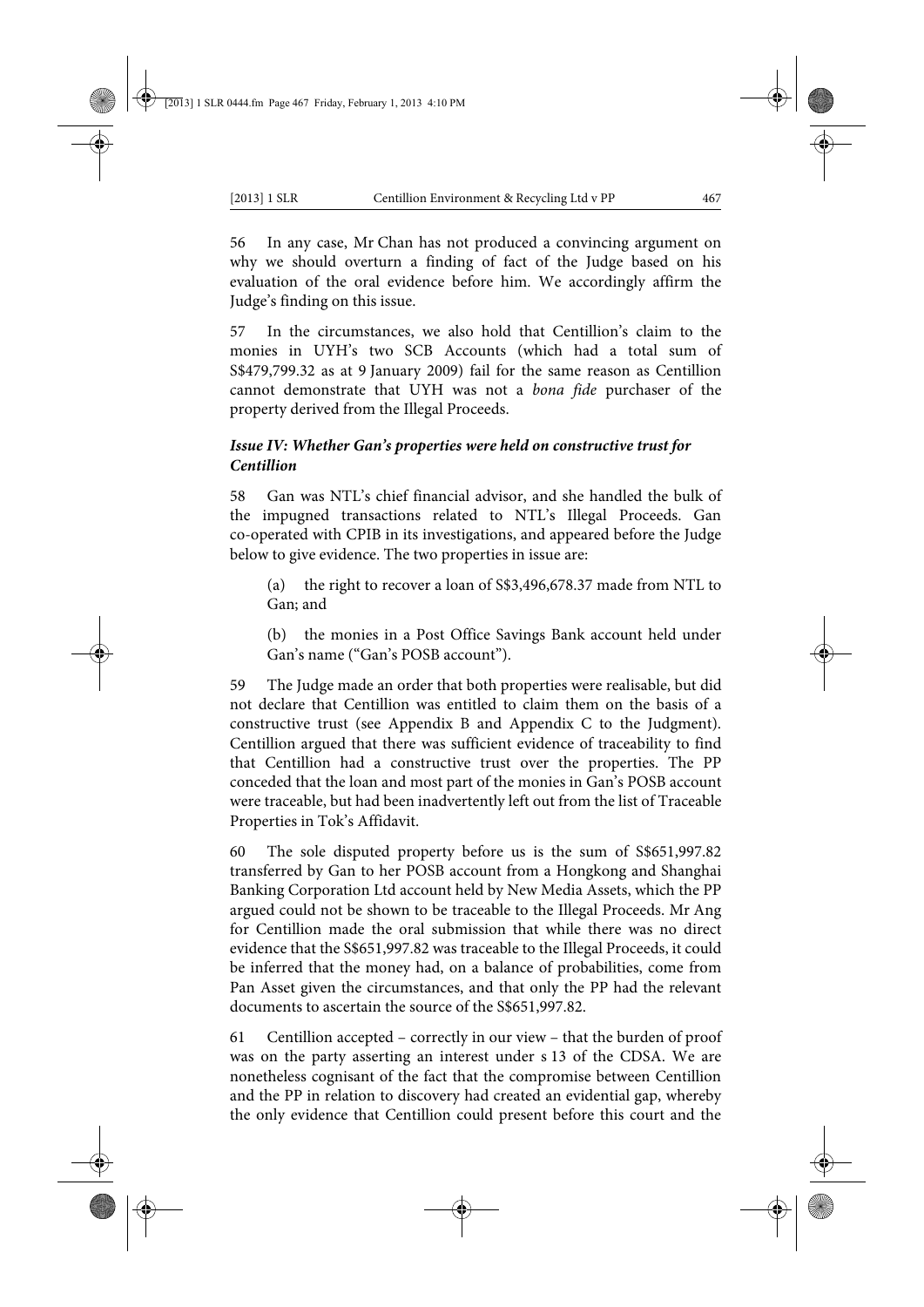56 In any case, Mr Chan has not produced a convincing argument on why we should overturn a finding of fact of the Judge based on his evaluation of the oral evidence before him. We accordingly affirm the Judge's finding on this issue.

57 In the circumstances, we also hold that Centillion's claim to the monies in UYH's two SCB Accounts (which had a total sum of S$479,799.32 as at 9 January 2009) fail for the same reason as Centillion cannot demonstrate that UYH was not a *bona fide* purchaser of the property derived from the Illegal Proceeds.

### *Issue IV: Whether Gan's properties were held on constructive trust for Centillion*

58 Gan was NTL's chief financial advisor, and she handled the bulk of the impugned transactions related to NTL's Illegal Proceeds. Gan co-operated with CPIB in its investigations, and appeared before the Judge below to give evidence. The two properties in issue are:

(a) the right to recover a loan of S$3,496,678.37 made from NTL to Gan; and

(b) the monies in a Post Office Savings Bank account held under Gan's name ("Gan's POSB account").

59 The Judge made an order that both properties were realisable, but did not declare that Centillion was entitled to claim them on the basis of a constructive trust (see Appendix B and Appendix C to the Judgment). Centillion argued that there was sufficient evidence of traceability to find that Centillion had a constructive trust over the properties. The PP conceded that the loan and most part of the monies in Gan's POSB account were traceable, but had been inadvertently left out from the list of Traceable Properties in Tok's Affidavit.

60 The sole disputed property before us is the sum of S$651,997.82 transferred by Gan to her POSB account from a Hongkong and Shanghai Banking Corporation Ltd account held by New Media Assets, which the PP argued could not be shown to be traceable to the Illegal Proceeds. Mr Ang for Centillion made the oral submission that while there was no direct evidence that the S$651,997.82 was traceable to the Illegal Proceeds, it could be inferred that the money had, on a balance of probabilities, come from Pan Asset given the circumstances, and that only the PP had the relevant documents to ascertain the source of the S$651,997.82.

61 Centillion accepted – correctly in our view – that the burden of proof was on the party asserting an interest under s 13 of the CDSA. We are nonetheless cognisant of the fact that the compromise between Centillion and the PP in relation to discovery had created an evidential gap, whereby the only evidence that Centillion could present before this court and the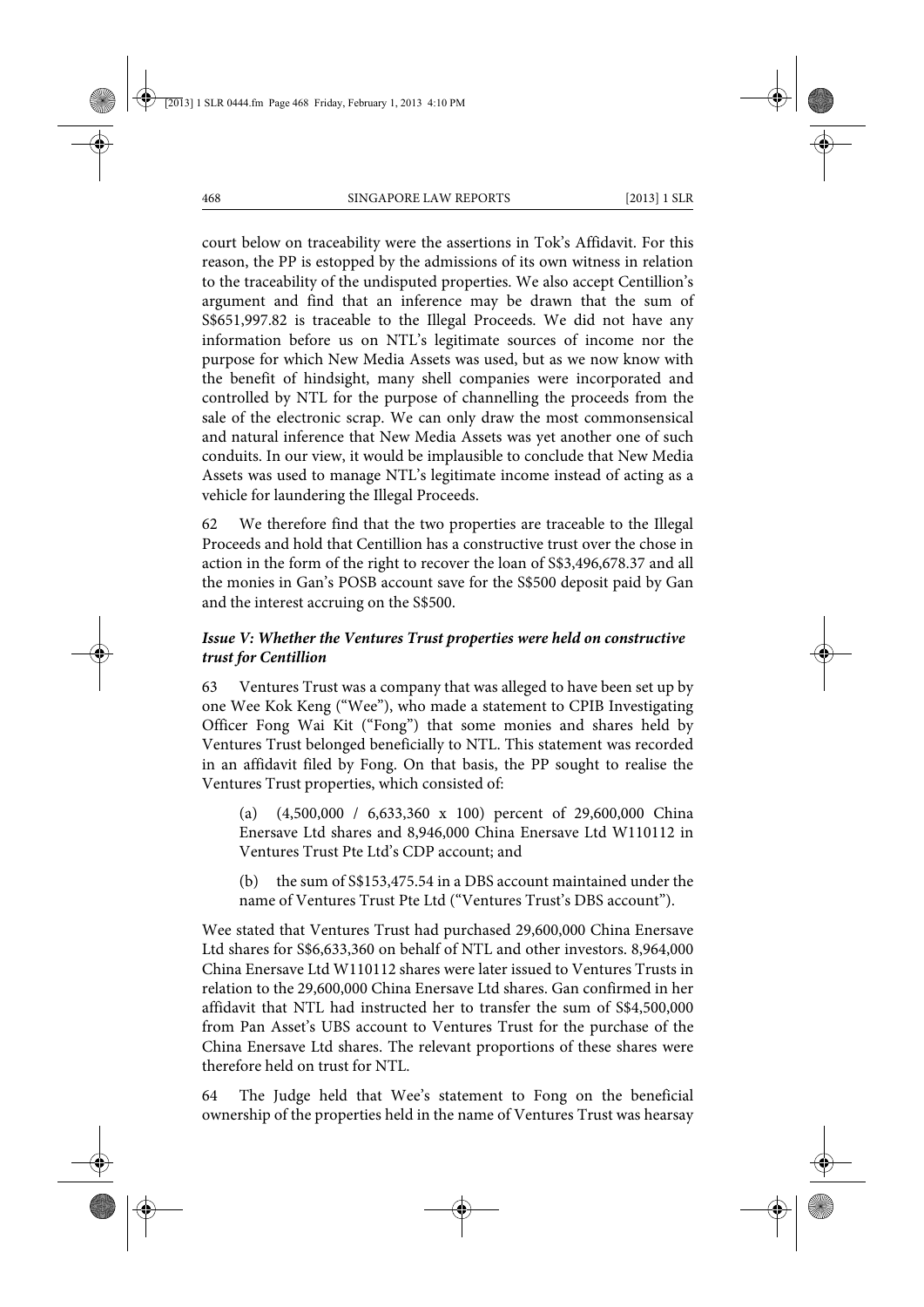court below on traceability were the assertions in Tok's Affidavit. For this reason, the PP is estopped by the admissions of its own witness in relation to the traceability of the undisputed properties. We also accept Centillion's argument and find that an inference may be drawn that the sum of S$651,997.82 is traceable to the Illegal Proceeds. We did not have any information before us on NTL's legitimate sources of income nor the purpose for which New Media Assets was used, but as we now know with the benefit of hindsight, many shell companies were incorporated and controlled by NTL for the purpose of channelling the proceeds from the sale of the electronic scrap. We can only draw the most commonsensical and natural inference that New Media Assets was yet another one of such conduits. In our view, it would be implausible to conclude that New Media Assets was used to manage NTL's legitimate income instead of acting as a vehicle for laundering the Illegal Proceeds.

62 We therefore find that the two properties are traceable to the Illegal Proceeds and hold that Centillion has a constructive trust over the chose in action in the form of the right to recover the loan of S$3,496,678.37 and all the monies in Gan's POSB account save for the S$500 deposit paid by Gan and the interest accruing on the S$500.

### *Issue V: Whether the Ventures Trust properties were held on constructive trust for Centillion*

63 Ventures Trust was a company that was alleged to have been set up by one Wee Kok Keng ("Wee"), who made a statement to CPIB Investigating Officer Fong Wai Kit ("Fong") that some monies and shares held by Ventures Trust belonged beneficially to NTL. This statement was recorded in an affidavit filed by Fong. On that basis, the PP sought to realise the Ventures Trust properties, which consisted of:

> (a) (4,500,000 / 6,633,360 x 100) percent of 29,600,000 China Enersave Ltd shares and 8,946,000 China Enersave Ltd W110112 in Ventures Trust Pte Ltd's CDP account; and
>
> (b) the sum of S$153,475.54 in a DBS account maintained under the name of Ventures Trust Pte Ltd ("Ventures Trust's DBS account").

Wee stated that Ventures Trust had purchased 29,600,000 China Enersave Ltd shares for S$6,633,360 on behalf of NTL and other investors. 8,964,000 China Enersave Ltd W110112 shares were later issued to Ventures Trusts in relation to the 29,600,000 China Enersave Ltd shares. Gan confirmed in her affidavit that NTL had instructed her to transfer the sum of S$4,500,000 from Pan Asset's UBS account to Ventures Trust for the purchase of the China Enersave Ltd shares. The relevant proportions of these shares were therefore held on trust for NTL.

64 The Judge held that Wee's statement to Fong on the beneficial ownership of the properties held in the name of Ventures Trust was hearsay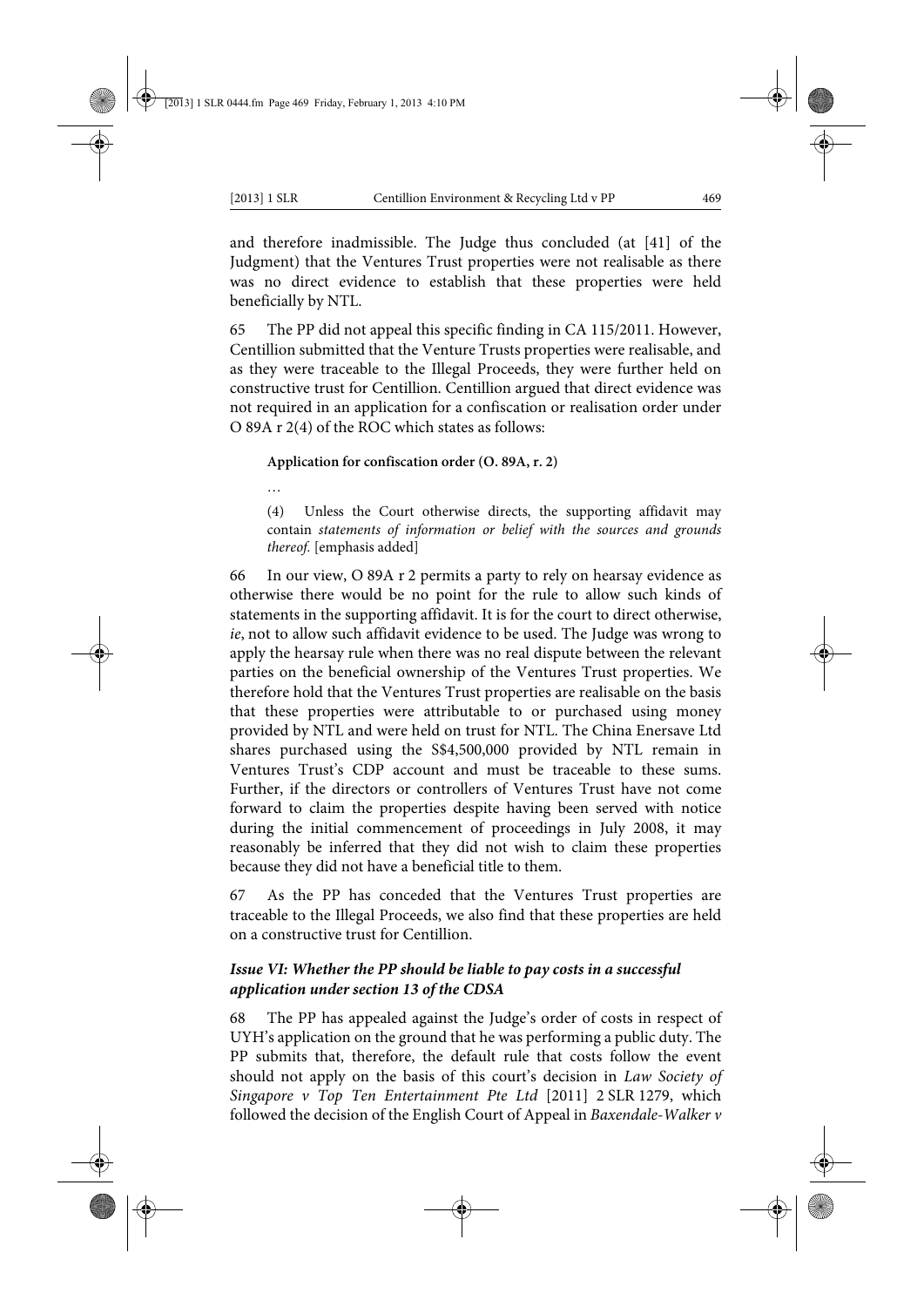and therefore inadmissible. The Judge thus concluded (at [41] of the Judgment) that the Ventures Trust properties were not realisable as there was no direct evidence to establish that these properties were held beneficially by NTL.

65 The PP did not appeal this specific finding in CA 115/2011. However, Centillion submitted that the Venture Trusts properties were realisable, and as they were traceable to the Illegal Proceeds, they were further held on constructive trust for Centillion. Centillion argued that direct evidence was not required in an application for a confiscation or realisation order under O 89A r 2(4) of the ROC which states as follows:

> **Application for confiscation order (O. 89A, r. 2)**
>
> …
>
> (4) Unless the Court otherwise directs, the supporting affidavit may contain *statements of information or belief with the sources and grounds thereof.* [emphasis added]

66 In our view, O 89A r 2 permits a party to rely on hearsay evidence as otherwise there would be no point for the rule to allow such kinds of statements in the supporting affidavit. It is for the court to direct otherwise, *ie*, not to allow such affidavit evidence to be used. The Judge was wrong to apply the hearsay rule when there was no real dispute between the relevant parties on the beneficial ownership of the Ventures Trust properties. We therefore hold that the Ventures Trust properties are realisable on the basis that these properties were attributable to or purchased using money provided by NTL and were held on trust for NTL. The China Enersave Ltd shares purchased using the S$4,500,000 provided by NTL remain in Ventures Trust's CDP account and must be traceable to these sums. Further, if the directors or controllers of Ventures Trust have not come forward to claim the properties despite having been served with notice during the initial commencement of proceedings in July 2008, it may reasonably be inferred that they did not wish to claim these properties because they did not have a beneficial title to them.

67 As the PP has conceded that the Ventures Trust properties are traceable to the Illegal Proceeds, we also find that these properties are held on a constructive trust for Centillion.

### *Issue VI: Whether the PP should be liable to pay costs in a successful application under section 13 of the CDSA*

68 The PP has appealed against the Judge's order of costs in respect of UYH's application on the ground that he was performing a public duty. The PP submits that, therefore, the default rule that costs follow the event should not apply on the basis of this court's decision in *Law Society of Singapore v Top Ten Entertainment Pte Ltd* [2011] 2 SLR 1279, which followed the decision of the English Court of Appeal in *Baxendale-Walker v*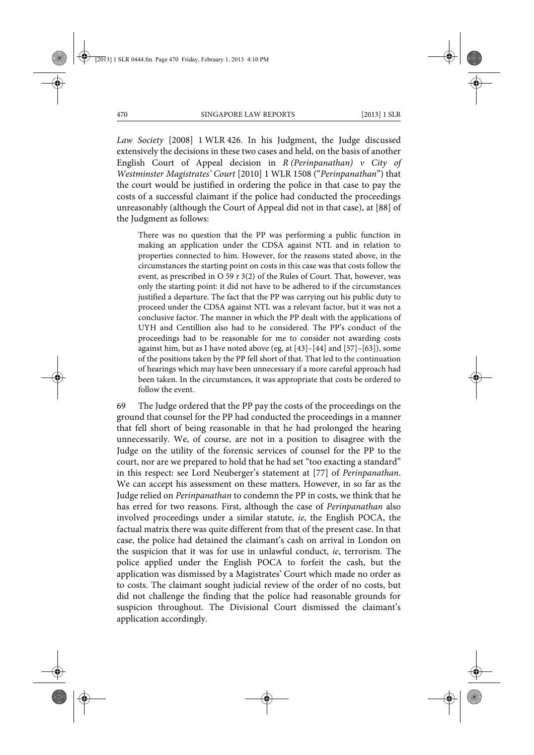*Law Society* [2008] 1 WLR 426. In his Judgment, the Judge discussed extensively the decisions in these two cases and held, on the basis of another English Court of Appeal decision in *R (Perinpanathan) v City of Westminster Magistrates' Court* [2010] 1 WLR 1508 ("*Perinpanathan*") that the court would be justified in ordering the police in that case to pay the costs of a successful claimant if the police had conducted the proceedings unreasonably (although the Court of Appeal did not in that case), at [88] of the Judgment as follows:

> There was no question that the PP was performing a public function in making an application under the CDSA against NTL and in relation to properties connected to him. However, for the reasons stated above, in the circumstances the starting point on costs in this case was that costs follow the event, as prescribed in O 59 r 3(2) of the Rules of Court. That, however, was only the starting point: it did not have to be adhered to if the circumstances justified a departure. The fact that the PP was carrying out his public duty to proceed under the CDSA against NTL was a relevant factor, but it was not a conclusive factor. The manner in which the PP dealt with the applications of UYH and Centillion also had to be considered. The PP's conduct of the proceedings had to be reasonable for me to consider not awarding costs against him, but as I have noted above (eg, at [43]–[44] and [57]–[63]), some of the positions taken by the PP fell short of that. That led to the continuation of hearings which may have been unnecessary if a more careful approach had been taken. In the circumstances, it was appropriate that costs be ordered to follow the event.

69 The Judge ordered that the PP pay the costs of the proceedings on the ground that counsel for the PP had conducted the proceedings in a manner that fell short of being reasonable in that he had prolonged the hearing unnecessarily. We, of course, are not in a position to disagree with the Judge on the utility of the forensic services of counsel for the PP to the court, nor are we prepared to hold that he had set "too exacting a standard" in this respect: see Lord Neuberger's statement at [77] of *Perinpanathan*. We can accept his assessment on these matters. However, in so far as the Judge relied on *Perinpanathan* to condemn the PP in costs, we think that he has erred for two reasons. First, although the case of *Perinpanathan* also involved proceedings under a similar statute, *ie*, the English POCA, the factual matrix there was quite different from that of the present case. In that case, the police had detained the claimant's cash on arrival in London on the suspicion that it was for use in unlawful conduct, *ie*, terrorism. The police applied under the English POCA to forfeit the cash, but the application was dismissed by a Magistrates' Court which made no order as to costs. The claimant sought judicial review of the order of no costs, but did not challenge the finding that the police had reasonable grounds for suspicion throughout. The Divisional Court dismissed the claimant's application accordingly.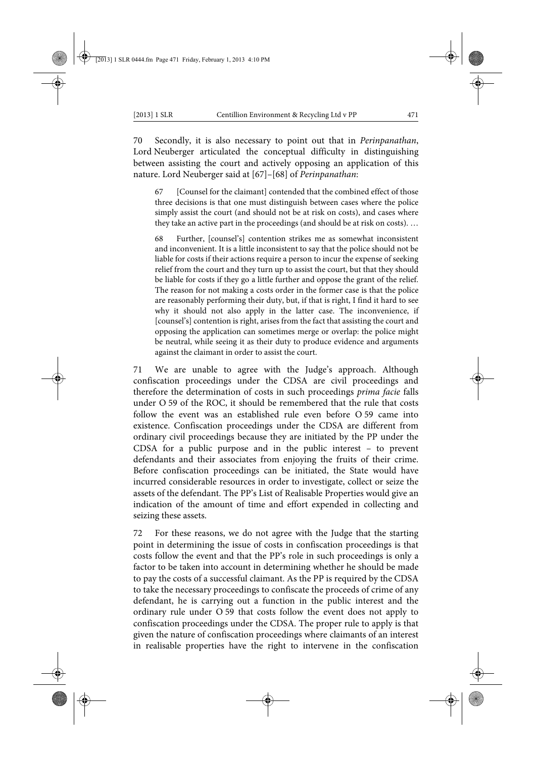70 Secondly, it is also necessary to point out that in *Perinpanathan*, Lord Neuberger articulated the conceptual difficulty in distinguishing between assisting the court and actively opposing an application of this nature. Lord Neuberger said at [67]–[68] of *Perinpanathan*:

> 67 [Counsel for the claimant] contended that the combined effect of those three decisions is that one must distinguish between cases where the police simply assist the court (and should not be at risk on costs), and cases where they take an active part in the proceedings (and should be at risk on costs). …
>
> 68 Further, [counsel's] contention strikes me as somewhat inconsistent and inconvenient. It is a little inconsistent to say that the police should not be liable for costs if their actions require a person to incur the expense of seeking relief from the court and they turn up to assist the court, but that they should be liable for costs if they go a little further and oppose the grant of the relief. The reason for not making a costs order in the former case is that the police are reasonably performing their duty, but, if that is right, I find it hard to see why it should not also apply in the latter case. The inconvenience, if [counsel's] contention is right, arises from the fact that assisting the court and opposing the application can sometimes merge or overlap: the police might be neutral, while seeing it as their duty to produce evidence and arguments against the claimant in order to assist the court.

71 We are unable to agree with the Judge's approach. Although confiscation proceedings under the CDSA are civil proceedings and therefore the determination of costs in such proceedings *prima facie* falls under O 59 of the ROC, it should be remembered that the rule that costs follow the event was an established rule even before O 59 came into existence. Confiscation proceedings under the CDSA are different from ordinary civil proceedings because they are initiated by the PP under the CDSA for a public purpose and in the public interest – to prevent defendants and their associates from enjoying the fruits of their crime. Before confiscation proceedings can be initiated, the State would have incurred considerable resources in order to investigate, collect or seize the assets of the defendant. The PP's List of Realisable Properties would give an indication of the amount of time and effort expended in collecting and seizing these assets.

72 For these reasons, we do not agree with the Judge that the starting point in determining the issue of costs in confiscation proceedings is that costs follow the event and that the PP's role in such proceedings is only a factor to be taken into account in determining whether he should be made to pay the costs of a successful claimant. As the PP is required by the CDSA to take the necessary proceedings to confiscate the proceeds of crime of any defendant, he is carrying out a function in the public interest and the ordinary rule under O 59 that costs follow the event does not apply to confiscation proceedings under the CDSA. The proper rule to apply is that given the nature of confiscation proceedings where claimants of an interest in realisable properties have the right to intervene in the confiscation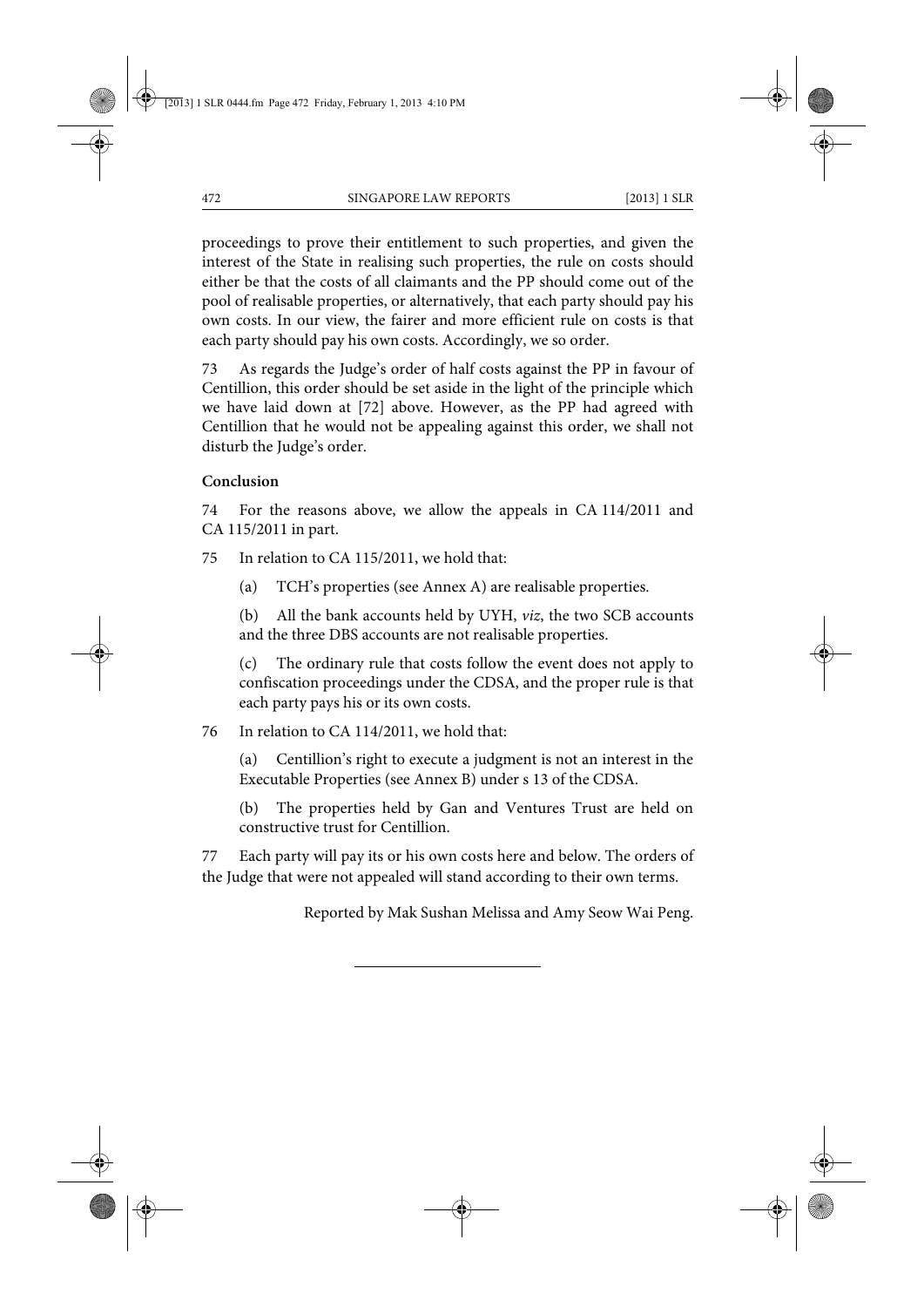proceedings to prove their entitlement to such properties, and given the interest of the State in realising such properties, the rule on costs should either be that the costs of all claimants and the PP should come out of the pool of realisable properties, or alternatively, that each party should pay his own costs. In our view, the fairer and more efficient rule on costs is that each party should pay his own costs. Accordingly, we so order.

73 As regards the Judge's order of half costs against the PP in favour of Centillion, this order should be set aside in the light of the principle which we have laid down at [72] above. However, as the PP had agreed with Centillion that he would not be appealing against this order, we shall not disturb the Judge's order.

**Conclusion**

74 For the reasons above, we allow the appeals in CA 114/2011 and CA 115/2011 in part.

75 In relation to CA 115/2011, we hold that:

(a) TCH's properties (see Annex A) are realisable properties.

(b) All the bank accounts held by UYH, *viz*, the two SCB accounts and the three DBS accounts are not realisable properties.

(c) The ordinary rule that costs follow the event does not apply to confiscation proceedings under the CDSA, and the proper rule is that each party pays his or its own costs.

76 In relation to CA 114/2011, we hold that:

(a) Centillion's right to execute a judgment is not an interest in the Executable Properties (see Annex B) under s 13 of the CDSA.

(b) The properties held by Gan and Ventures Trust are held on constructive trust for Centillion.

77 Each party will pay its or his own costs here and below. The orders of the Judge that were not appealed will stand according to their own terms.

Reported by Mak Sushan Melissa and Amy Seow Wai Peng.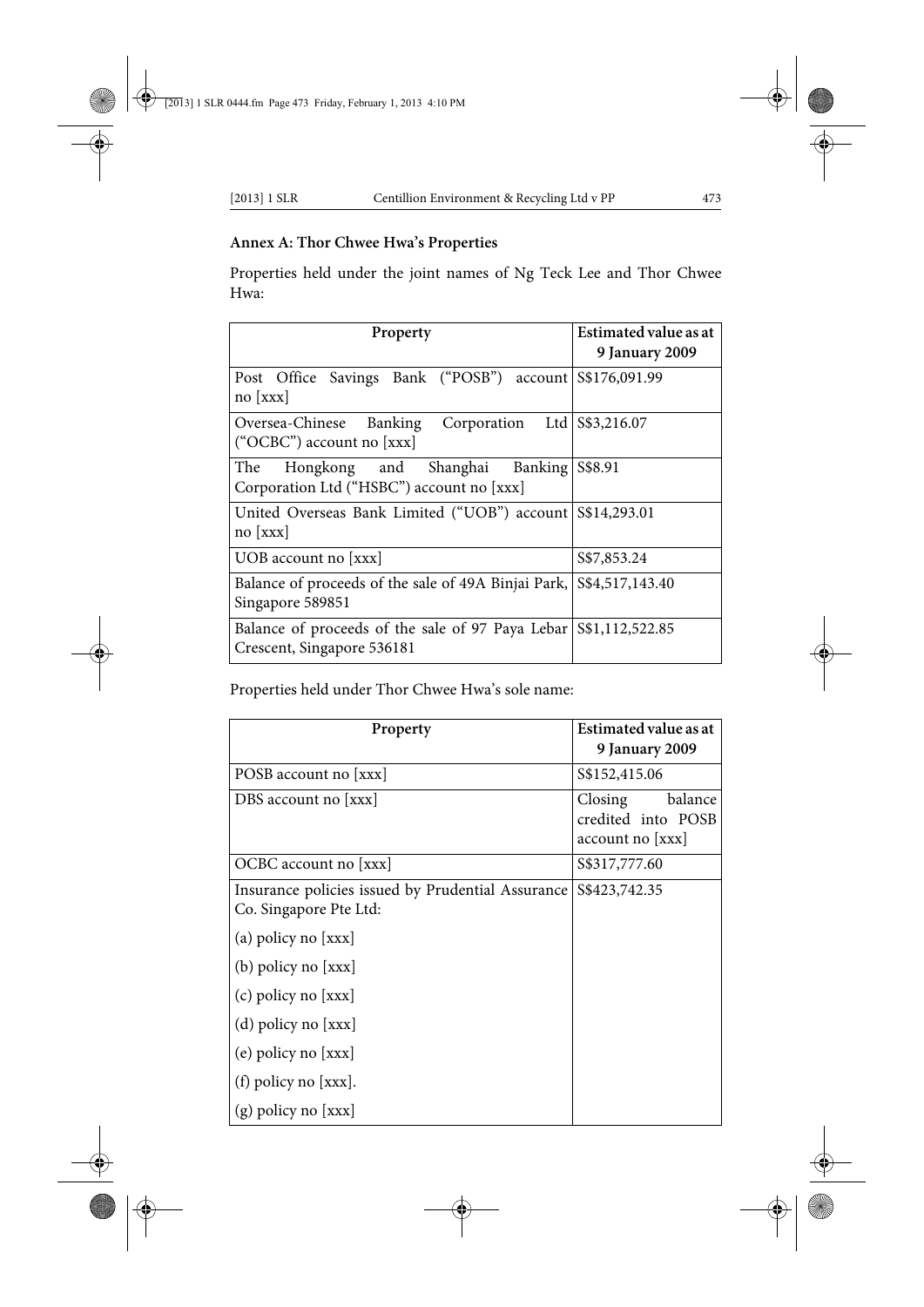**Annex A: Thor Chwee Hwa's Properties**

Properties held under the joint names of Ng Teck Lee and Thor Chwee Hwa:

| Property | Estimated value as at 9 January 2009 |
|---|---|
| Post Office Savings Bank ("POSB") account no [xxx] | S$176,091.99 |
| Oversea-Chinese Banking Corporation Ltd ("OCBC") account no [xxx] | S$3,216.07 |
| The Hongkong and Shanghai Banking Corporation Ltd ("HSBC") account no [xxx] | S$8.91 |
| United Overseas Bank Limited ("UOB") account no [xxx] | S$14,293.01 |
| UOB account no [xxx] | S$7,853.24 |
| Balance of proceeds of the sale of 49A Binjai Park, Singapore 589851 | S$4,517,143.40 |
| Balance of proceeds of the sale of 97 Paya Lebar Crescent, Singapore 536181 | S$1,112,522.85 |

Properties held under Thor Chwee Hwa's sole name:

| Property | Estimated value as at 9 January 2009 |
|---|---|
| POSB account no [xxx] | S$152,415.06 |
| DBS account no [xxx] | Closing balance credited into POSB account no [xxx] |
| OCBC account no [xxx] | S$317,777.60 |
| Insurance policies issued by Prudential Assurance Co. Singapore Pte Ltd:<br>(a) policy no [xxx]<br>(b) policy no [xxx]<br>(c) policy no [xxx]<br>(d) policy no [xxx]<br>(e) policy no [xxx]<br>(f) policy no [xxx].<br>(g) policy no [xxx] | S$423,742.35 |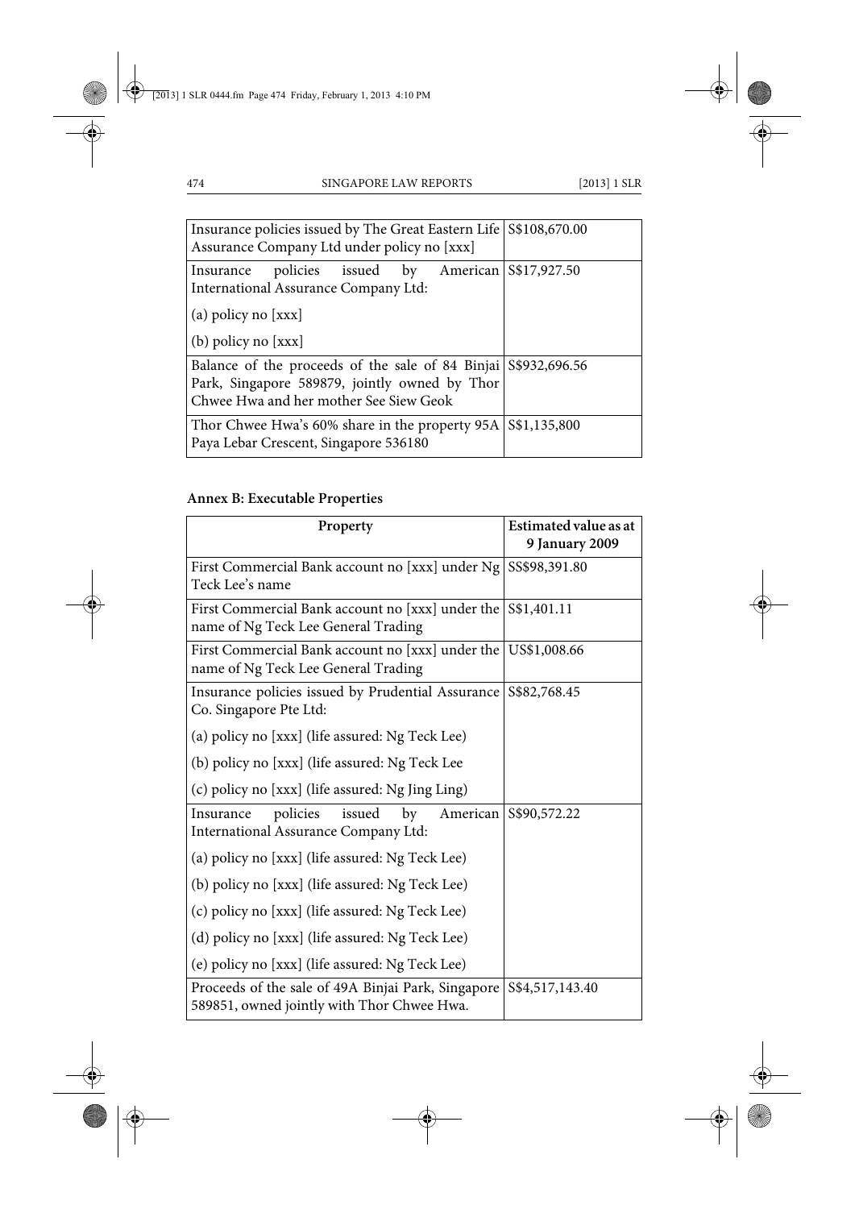| | |
|---|---|
| Insurance policies issued by The Great Eastern Life Assurance Company Ltd under policy no [xxx] | S$108,670.00 |
| Insurance policies issued by American International Assurance Company Ltd:<br><br>(a) policy no [xxx]<br><br>(b) policy no [xxx] | S$17,927.50 |
| Balance of the proceeds of the sale of 84 Binjai Park, Singapore 589879, jointly owned by Thor Chwee Hwa and her mother See Siew Geok | S$932,696.56 |
| Thor Chwee Hwa's 60% share in the property 95A Paya Lebar Crescent, Singapore 536180 | S$1,135,800 |

**Annex B: Executable Properties**

| Property | Estimated value as at 9 January 2009 |
|---|---|
| First Commercial Bank account no [xxx] under Ng Teck Lee's name | SS$98,391.80 |
| First Commercial Bank account no [xxx] under the name of Ng Teck Lee General Trading | S$1,401.11 |
| First Commercial Bank account no [xxx] under the name of Ng Teck Lee General Trading | US$1,008.66 |
| Insurance policies issued by Prudential Assurance Co. Singapore Pte Ltd:<br><br>(a) policy no [xxx] (life assured: Ng Teck Lee)<br><br>(b) policy no [xxx] (life assured: Ng Teck Lee<br><br>(c) policy no [xxx] (life assured: Ng Jing Ling) | S$82,768.45 |
| Insurance policies issued by American International Assurance Company Ltd:<br><br>(a) policy no [xxx] (life assured: Ng Teck Lee)<br><br>(b) policy no [xxx] (life assured: Ng Teck Lee)<br><br>(c) policy no [xxx] (life assured: Ng Teck Lee)<br><br>(d) policy no [xxx] (life assured: Ng Teck Lee)<br><br>(e) policy no [xxx] (life assured: Ng Teck Lee) | S$90,572.22 |
| Proceeds of the sale of 49A Binjai Park, Singapore 589851, owned jointly with Thor Chwee Hwa. | S$4,517,143.40 |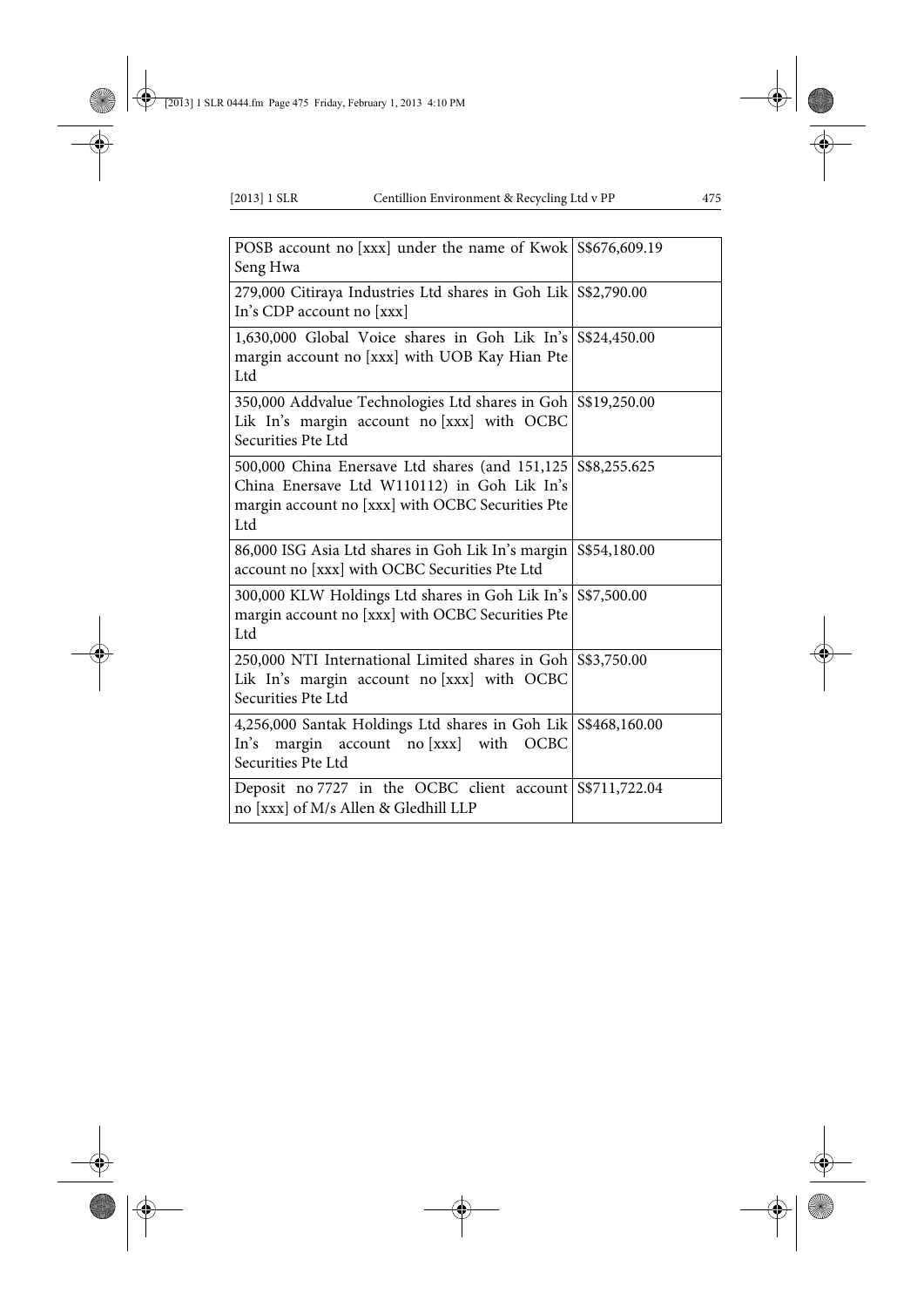| | |
|---|---|
| POSB account no [xxx] under the name of Kwok Seng Hwa | S$676,609.19 |
| 279,000 Citiraya Industries Ltd shares in Goh Lik In's CDP account no [xxx] | S$2,790.00 |
| 1,630,000 Global Voice shares in Goh Lik In's margin account no [xxx] with UOB Kay Hian Pte Ltd | S$24,450.00 |
| 350,000 Addvalue Technologies Ltd shares in Goh Lik In's margin account no [xxx] with OCBC Securities Pte Ltd | S$19,250.00 |
| 500,000 China Enersave Ltd shares (and 151,125 China Enersave Ltd W110112) in Goh Lik In's margin account no [xxx] with OCBC Securities Pte Ltd | S$8,255.625 |
| 86,000 ISG Asia Ltd shares in Goh Lik In's margin account no [xxx] with OCBC Securities Pte Ltd | S$54,180.00 |
| 300,000 KLW Holdings Ltd shares in Goh Lik In's margin account no [xxx] with OCBC Securities Pte Ltd | S$7,500.00 |
| 250,000 NTI International Limited shares in Goh Lik In's margin account no [xxx] with OCBC Securities Pte Ltd | S$3,750.00 |
| 4,256,000 Santak Holdings Ltd shares in Goh Lik In's margin account no [xxx] with OCBC Securities Pte Ltd | S$468,160.00 |
| Deposit no 7727 in the OCBC client account no [xxx] of M/s Allen & Gledhill LLP | S$711,722.04 |